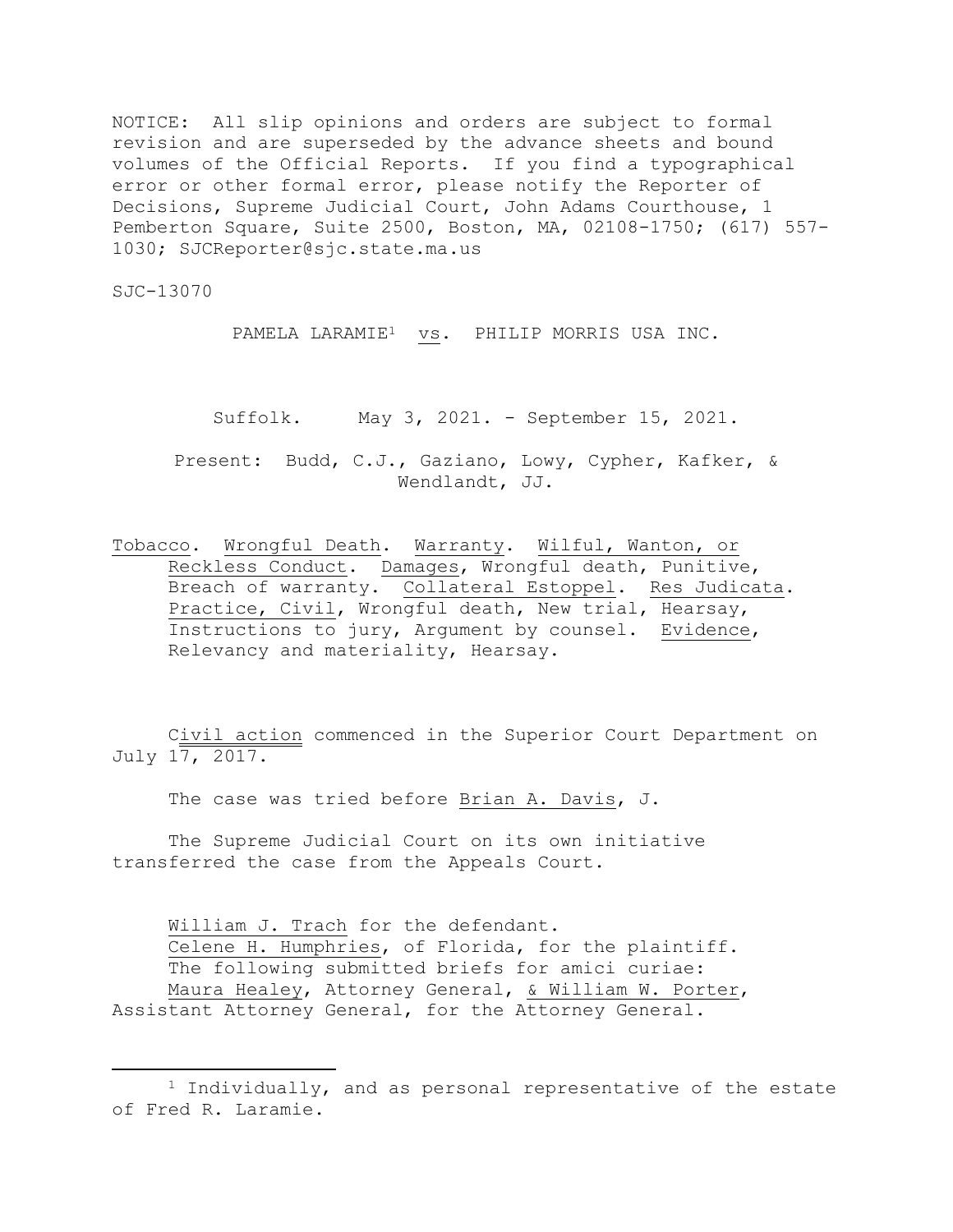NOTICE: All slip opinions and orders are subject to formal revision and are superseded by the advance sheets and bound volumes of the Official Reports. If you find a typographical error or other formal error, please notify the Reporter of Decisions, Supreme Judicial Court, John Adams Courthouse, 1 Pemberton Square, Suite 2500, Boston, MA, 02108-1750; (617) 557-1030; SJCReporter@sjc.state.ma.us

SJC-13070

PAMELA LARAMIE[1] vs. PHILIP MORRIS USA INC.

Suffolk. May 3, 2021. - September 15, 2021.

Present: Budd, C.J., Gaziano, Lowy, Cypher, Kafker, & Wendlandt, JJ.

Tobacco. Wrongful Death. Warranty. Wilful, Wanton, or Reckless Conduct. Damages, Wrongful death, Punitive, Breach of warranty. Collateral Estoppel. Res Judicata. Practice, Civil, Wrongful death, New trial, Hearsay, Instructions to jury, Argument by counsel. Evidence, Relevancy and materiality, Hearsay.

Civil action commenced in the Superior Court Department on July 17, 2017.

The case was tried before Brian A. Davis, J.

The Supreme Judicial Court on its own initiative transferred the case from the Appeals Court.

William J. Trach for the defendant.
Celene H. Humphries, of Florida, for the plaintiff.
The following submitted briefs for amici curiae:
Maura Healey, Attorney General, & William W. Porter, Assistant Attorney General, for the Attorney General.

[1] Individually, and as personal representative of the estate of Fred R. Laramie.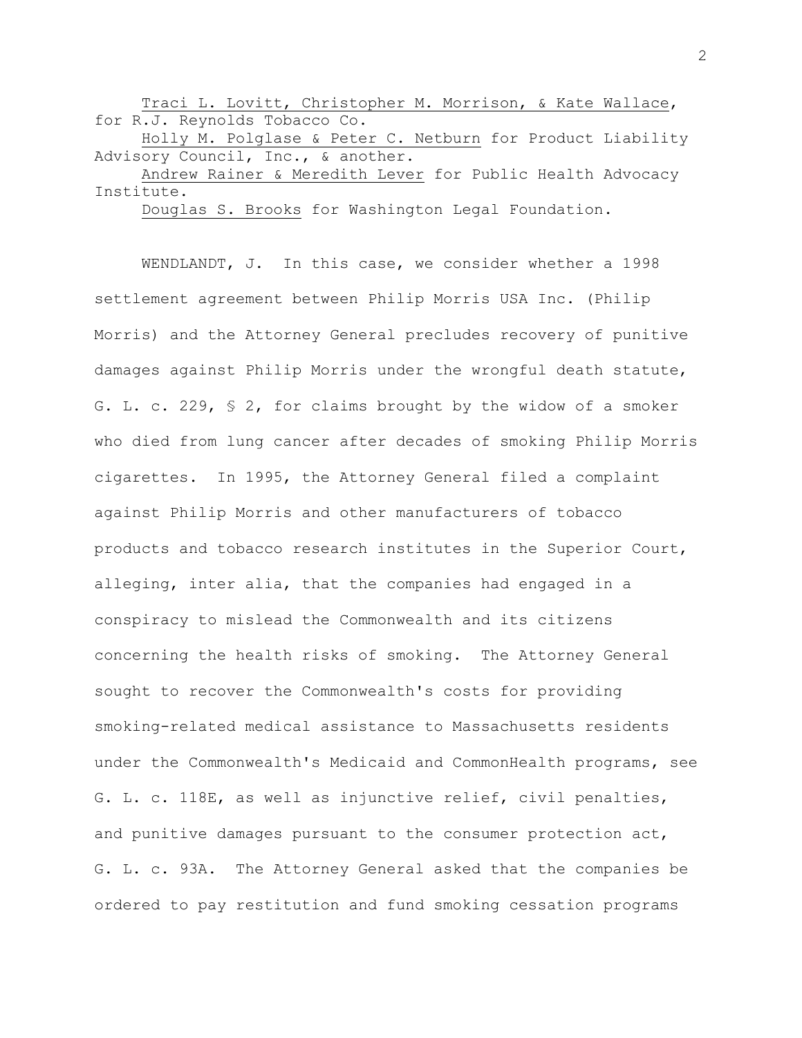Traci L. Lovitt, Christopher M. Morrison, & Kate Wallace, for R.J. Reynolds Tobacco Co.

Holly M. Polglase & Peter C. Netburn for Product Liability Advisory Council, Inc., & another.

Andrew Rainer & Meredith Lever for Public Health Advocacy Institute.

Douglas S. Brooks for Washington Legal Foundation.

WENDLANDT, J. In this case, we consider whether a 1998 settlement agreement between Philip Morris USA Inc. (Philip Morris) and the Attorney General precludes recovery of punitive damages against Philip Morris under the wrongful death statute, G. L. c. 229, § 2, for claims brought by the widow of a smoker who died from lung cancer after decades of smoking Philip Morris cigarettes. In 1995, the Attorney General filed a complaint against Philip Morris and other manufacturers of tobacco products and tobacco research institutes in the Superior Court, alleging, inter alia, that the companies had engaged in a conspiracy to mislead the Commonwealth and its citizens concerning the health risks of smoking. The Attorney General sought to recover the Commonwealth's costs for providing smoking-related medical assistance to Massachusetts residents under the Commonwealth's Medicaid and CommonHealth programs, see G. L. c. 118E, as well as injunctive relief, civil penalties, and punitive damages pursuant to the consumer protection act, G. L. c. 93A. The Attorney General asked that the companies be ordered to pay restitution and fund smoking cessation programs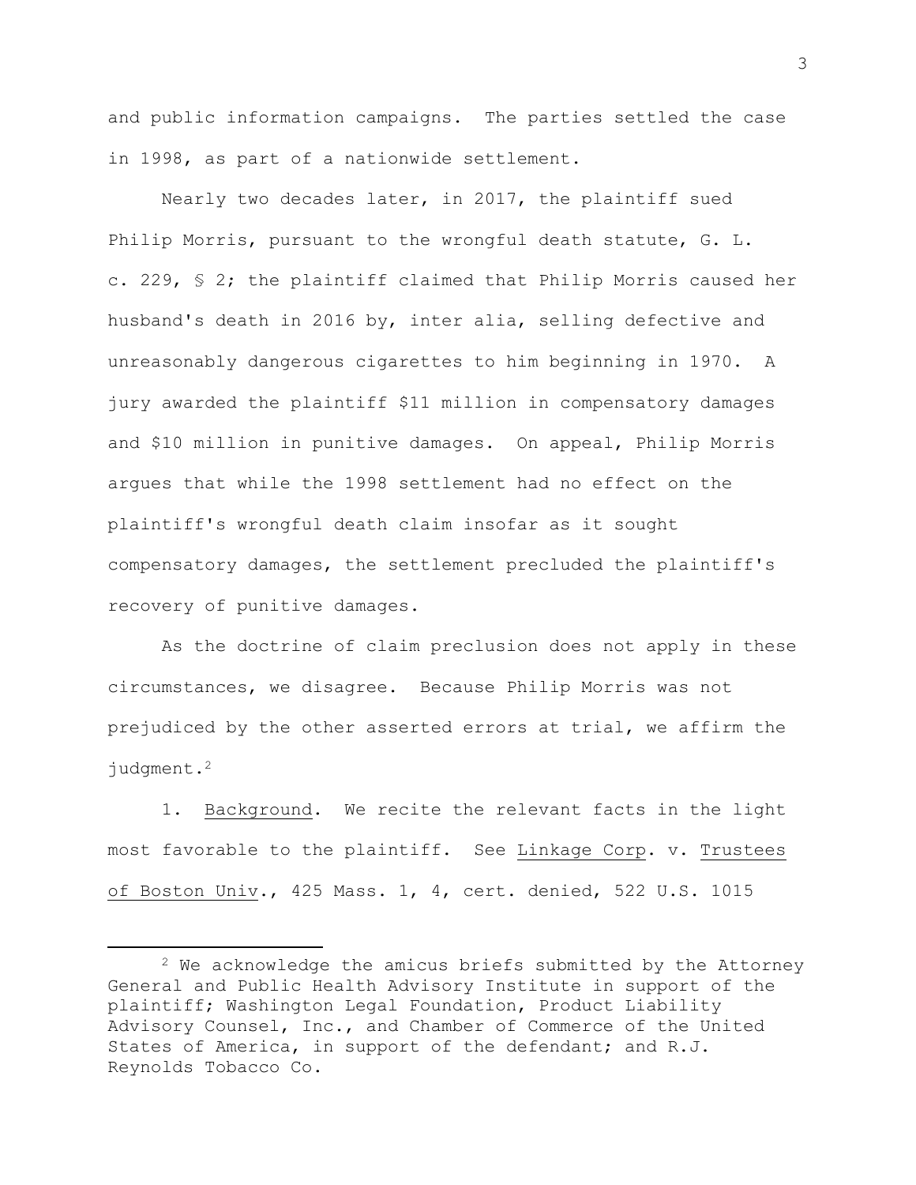and public information campaigns. The parties settled the case in 1998, as part of a nationwide settlement.

Nearly two decades later, in 2017, the plaintiff sued Philip Morris, pursuant to the wrongful death statute, G. L. c. 229, § 2; the plaintiff claimed that Philip Morris caused her husband's death in 2016 by, inter alia, selling defective and unreasonably dangerous cigarettes to him beginning in 1970. A jury awarded the plaintiff $11 million in compensatory damages and $10 million in punitive damages. On appeal, Philip Morris argues that while the 1998 settlement had no effect on the plaintiff's wrongful death claim insofar as it sought compensatory damages, the settlement precluded the plaintiff's recovery of punitive damages.

As the doctrine of claim preclusion does not apply in these circumstances, we disagree. Because Philip Morris was not prejudiced by the other asserted errors at trial, we affirm the judgment.[2]

1. Background. We recite the relevant facts in the light most favorable to the plaintiff. See Linkage Corp. v. Trustees of Boston Univ., 425 Mass. 1, 4, cert. denied, 522 U.S. 1015

---

[2] We acknowledge the amicus briefs submitted by the Attorney General and Public Health Advisory Institute in support of the plaintiff; Washington Legal Foundation, Product Liability Advisory Counsel, Inc., and Chamber of Commerce of the United States of America, in support of the defendant; and R.J. Reynolds Tobacco Co.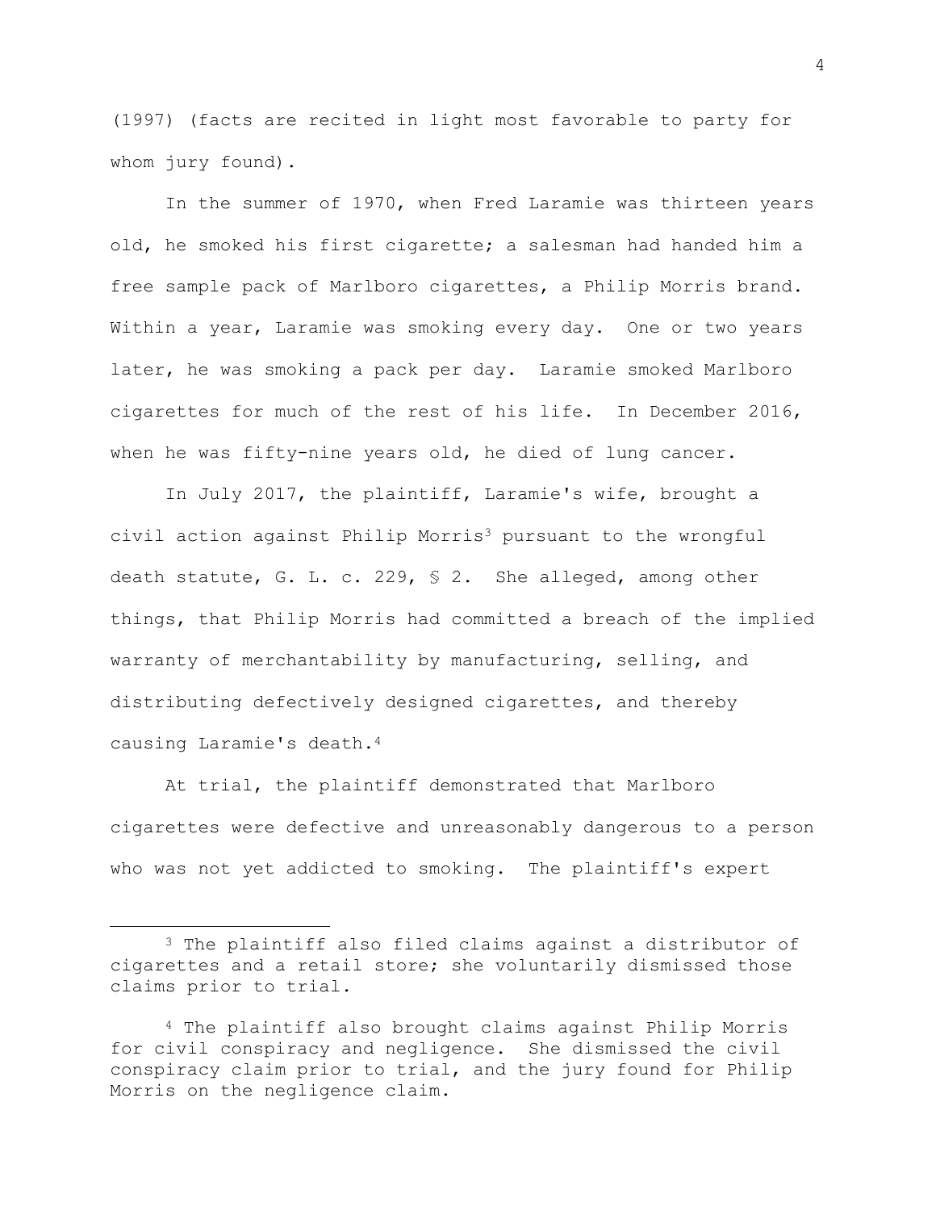(1997) (facts are recited in light most favorable to party for whom jury found).

In the summer of 1970, when Fred Laramie was thirteen years old, he smoked his first cigarette; a salesman had handed him a free sample pack of Marlboro cigarettes, a Philip Morris brand. Within a year, Laramie was smoking every day. One or two years later, he was smoking a pack per day. Laramie smoked Marlboro cigarettes for much of the rest of his life. In December 2016, when he was fifty-nine years old, he died of lung cancer.

In July 2017, the plaintiff, Laramie's wife, brought a civil action against Philip Morris[3] pursuant to the wrongful death statute, G. L. c. 229, § 2. She alleged, among other things, that Philip Morris had committed a breach of the implied warranty of merchantability by manufacturing, selling, and distributing defectively designed cigarettes, and thereby causing Laramie's death.[4]

At trial, the plaintiff demonstrated that Marlboro cigarettes were defective and unreasonably dangerous to a person who was not yet addicted to smoking. The plaintiff's expert

---

[3] The plaintiff also filed claims against a distributor of cigarettes and a retail store; she voluntarily dismissed those claims prior to trial.

[4] The plaintiff also brought claims against Philip Morris for civil conspiracy and negligence. She dismissed the civil conspiracy claim prior to trial, and the jury found for Philip Morris on the negligence claim.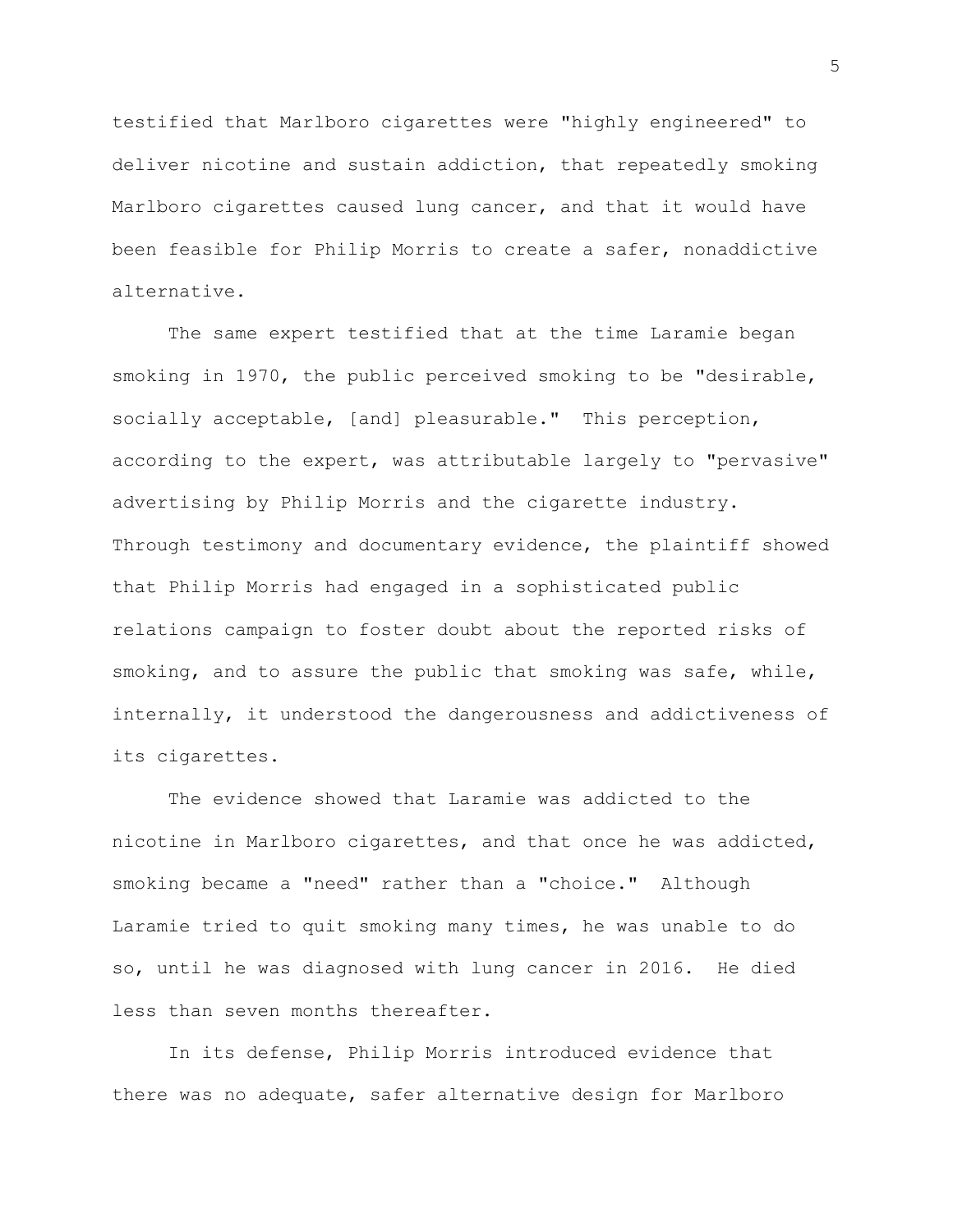testified that Marlboro cigarettes were "highly engineered" to deliver nicotine and sustain addiction, that repeatedly smoking Marlboro cigarettes caused lung cancer, and that it would have been feasible for Philip Morris to create a safer, nonaddictive alternative.

The same expert testified that at the time Laramie began smoking in 1970, the public perceived smoking to be "desirable, socially acceptable, [and] pleasurable." This perception, according to the expert, was attributable largely to "pervasive" advertising by Philip Morris and the cigarette industry. Through testimony and documentary evidence, the plaintiff showed that Philip Morris had engaged in a sophisticated public relations campaign to foster doubt about the reported risks of smoking, and to assure the public that smoking was safe, while, internally, it understood the dangerousness and addictiveness of its cigarettes.

The evidence showed that Laramie was addicted to the nicotine in Marlboro cigarettes, and that once he was addicted, smoking became a "need" rather than a "choice." Although Laramie tried to quit smoking many times, he was unable to do so, until he was diagnosed with lung cancer in 2016. He died less than seven months thereafter.

In its defense, Philip Morris introduced evidence that there was no adequate, safer alternative design for Marlboro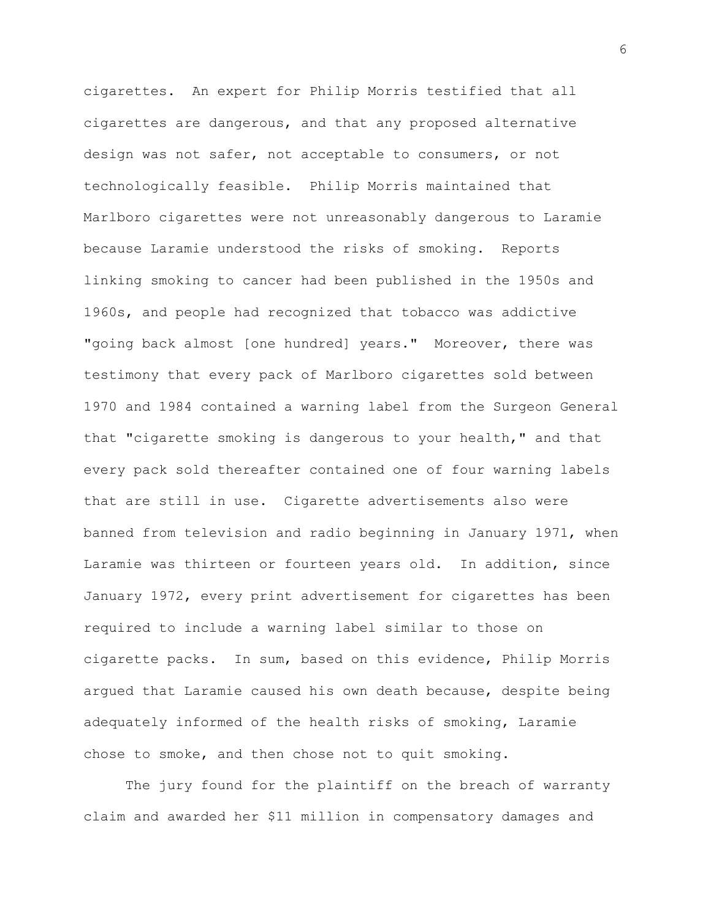cigarettes. An expert for Philip Morris testified that all cigarettes are dangerous, and that any proposed alternative design was not safer, not acceptable to consumers, or not technologically feasible. Philip Morris maintained that Marlboro cigarettes were not unreasonably dangerous to Laramie because Laramie understood the risks of smoking. Reports linking smoking to cancer had been published in the 1950s and 1960s, and people had recognized that tobacco was addictive "going back almost [one hundred] years." Moreover, there was testimony that every pack of Marlboro cigarettes sold between 1970 and 1984 contained a warning label from the Surgeon General that "cigarette smoking is dangerous to your health," and that every pack sold thereafter contained one of four warning labels that are still in use. Cigarette advertisements also were banned from television and radio beginning in January 1971, when Laramie was thirteen or fourteen years old. In addition, since January 1972, every print advertisement for cigarettes has been required to include a warning label similar to those on cigarette packs. In sum, based on this evidence, Philip Morris argued that Laramie caused his own death because, despite being adequately informed of the health risks of smoking, Laramie chose to smoke, and then chose not to quit smoking.

The jury found for the plaintiff on the breach of warranty claim and awarded her $11 million in compensatory damages and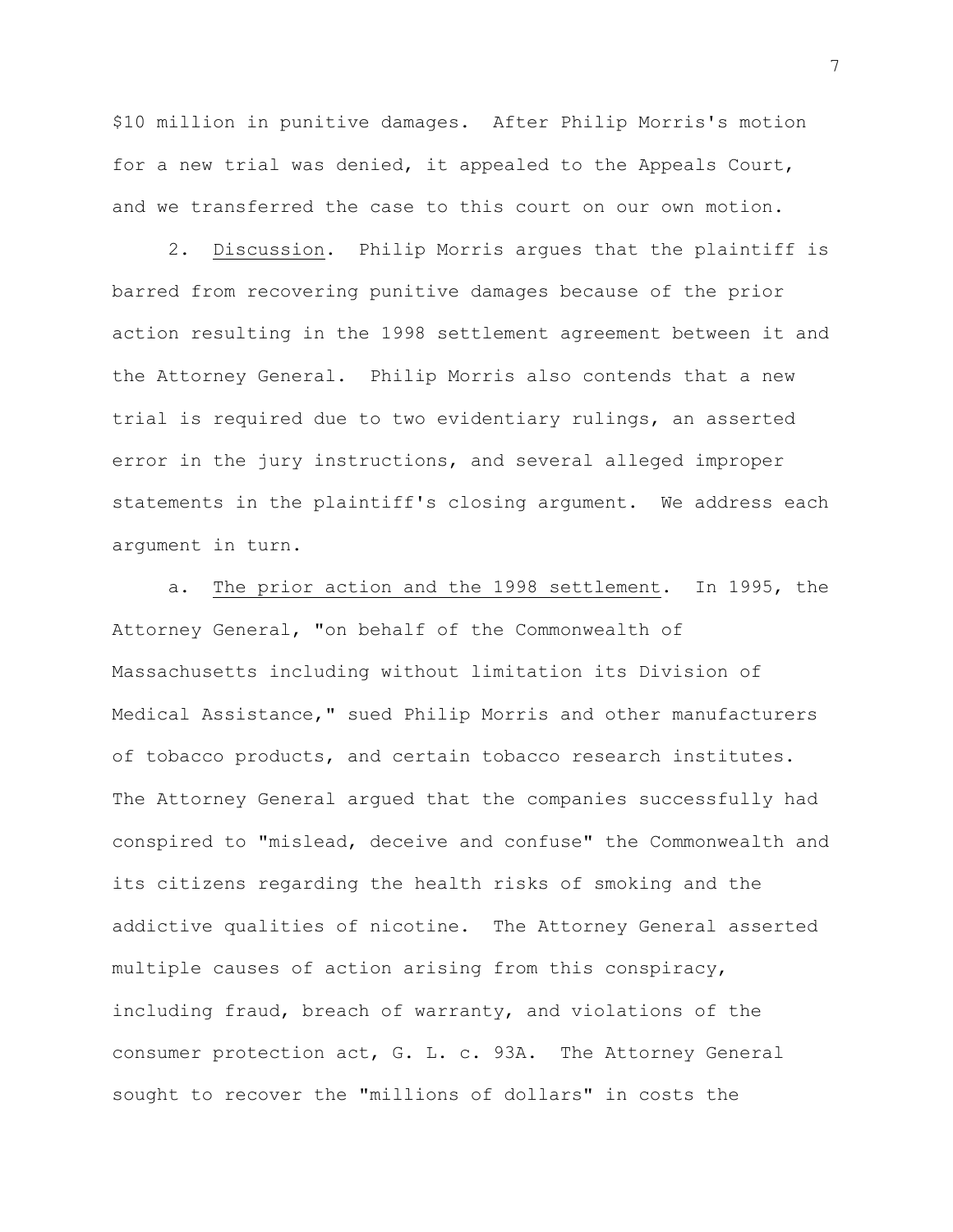$10 million in punitive damages. After Philip Morris's motion for a new trial was denied, it appealed to the Appeals Court, and we transferred the case to this court on our own motion.

2. Discussion. Philip Morris argues that the plaintiff is barred from recovering punitive damages because of the prior action resulting in the 1998 settlement agreement between it and the Attorney General. Philip Morris also contends that a new trial is required due to two evidentiary rulings, an asserted error in the jury instructions, and several alleged improper statements in the plaintiff's closing argument. We address each argument in turn.

a. The prior action and the 1998 settlement. In 1995, the Attorney General, "on behalf of the Commonwealth of Massachusetts including without limitation its Division of Medical Assistance," sued Philip Morris and other manufacturers of tobacco products, and certain tobacco research institutes. The Attorney General argued that the companies successfully had conspired to "mislead, deceive and confuse" the Commonwealth and its citizens regarding the health risks of smoking and the addictive qualities of nicotine. The Attorney General asserted multiple causes of action arising from this conspiracy, including fraud, breach of warranty, and violations of the consumer protection act, G. L. c. 93A. The Attorney General sought to recover the "millions of dollars" in costs the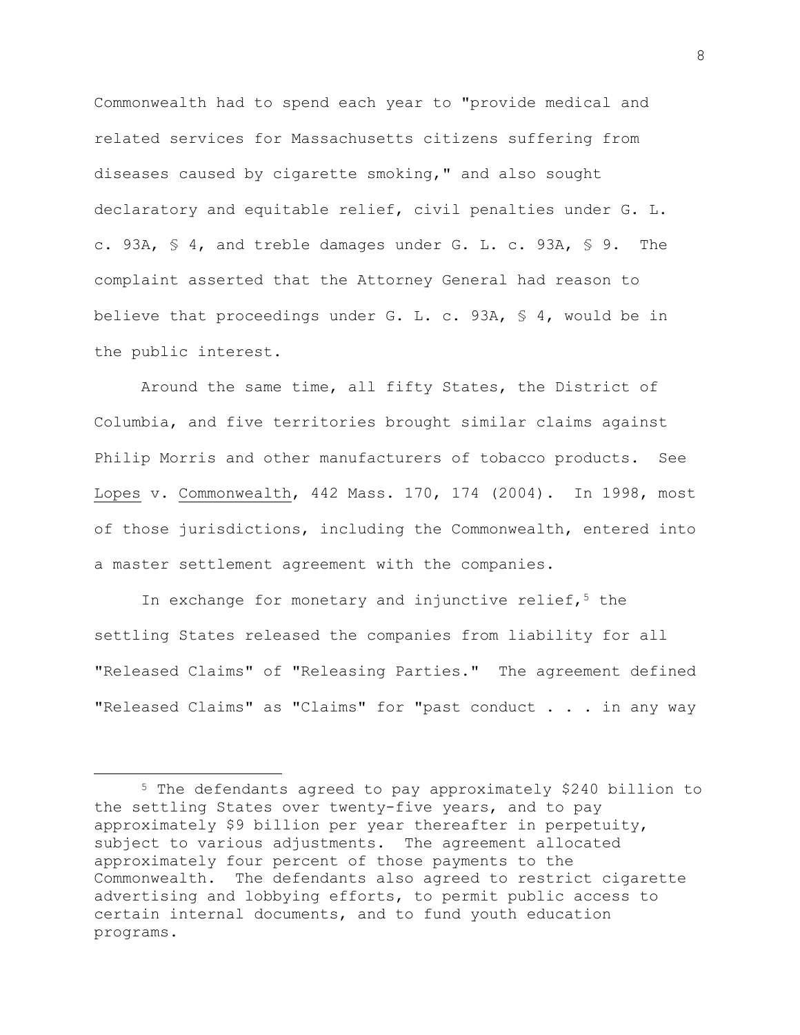Commonwealth had to spend each year to "provide medical and related services for Massachusetts citizens suffering from diseases caused by cigarette smoking," and also sought declaratory and equitable relief, civil penalties under G. L. c. 93A, § 4, and treble damages under G. L. c. 93A, § 9. The complaint asserted that the Attorney General had reason to believe that proceedings under G. L. c. 93A, § 4, would be in the public interest.

Around the same time, all fifty States, the District of Columbia, and five territories brought similar claims against Philip Morris and other manufacturers of tobacco products. See Lopes v. Commonwealth, 442 Mass. 170, 174 (2004). In 1998, most of those jurisdictions, including the Commonwealth, entered into a master settlement agreement with the companies.

In exchange for monetary and injunctive relief,[5] the settling States released the companies from liability for all "Released Claims" of "Releasing Parties." The agreement defined "Released Claims" as "Claims" for "past conduct . . . in any way

[5] The defendants agreed to pay approximately $240 billion to the settling States over twenty-five years, and to pay approximately $9 billion per year thereafter in perpetuity, subject to various adjustments. The agreement allocated approximately four percent of those payments to the Commonwealth. The defendants also agreed to restrict cigarette advertising and lobbying efforts, to permit public access to certain internal documents, and to fund youth education programs.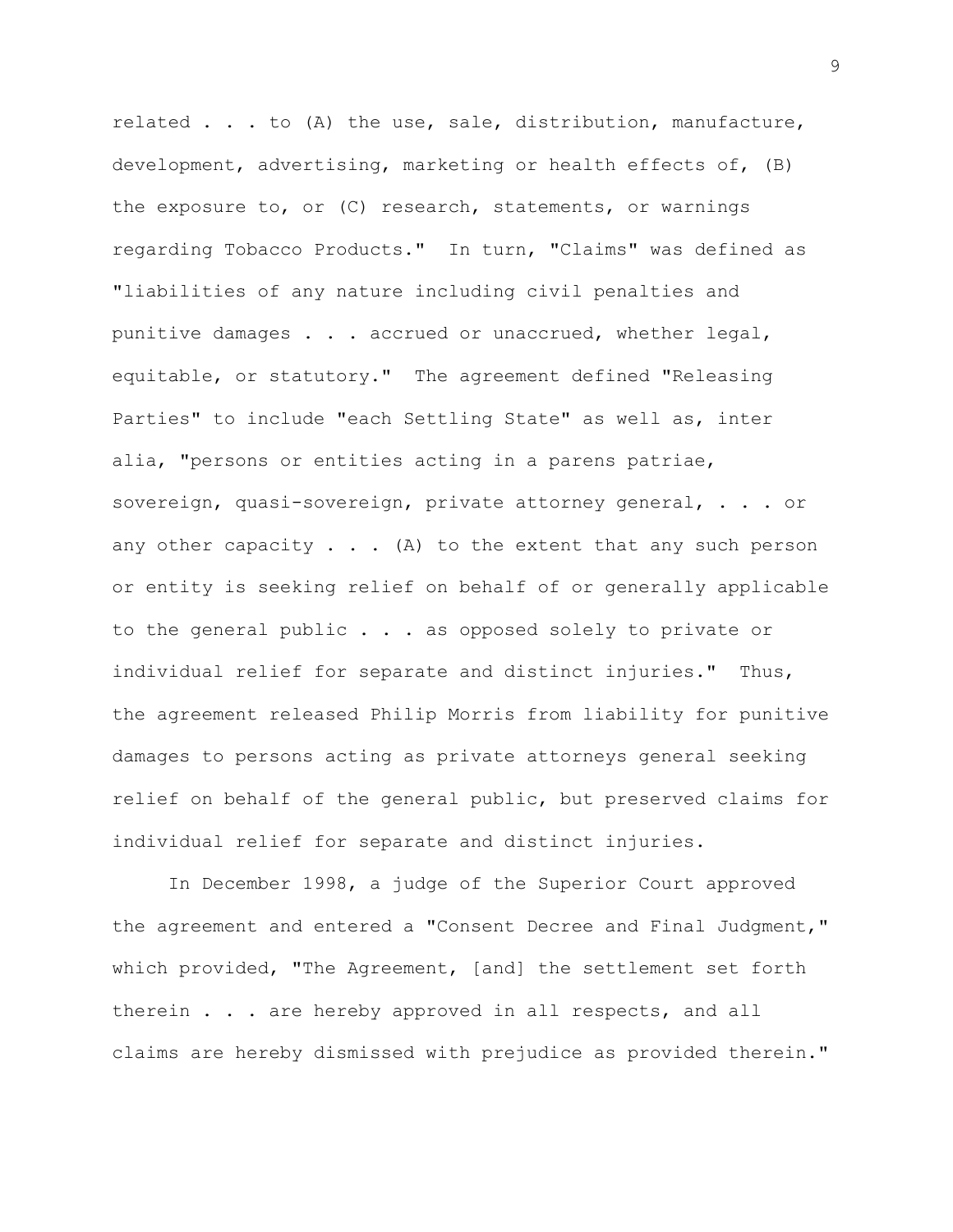related . . . to (A) the use, sale, distribution, manufacture, development, advertising, marketing or health effects of, (B) the exposure to, or (C) research, statements, or warnings regarding Tobacco Products." In turn, "Claims" was defined as "liabilities of any nature including civil penalties and punitive damages . . . accrued or unaccrued, whether legal, equitable, or statutory." The agreement defined "Releasing Parties" to include "each Settling State" as well as, inter alia, "persons or entities acting in a parens patriae, sovereign, quasi-sovereign, private attorney general, . . . or any other capacity . . . (A) to the extent that any such person or entity is seeking relief on behalf of or generally applicable to the general public . . . as opposed solely to private or individual relief for separate and distinct injuries." Thus, the agreement released Philip Morris from liability for punitive damages to persons acting as private attorneys general seeking relief on behalf of the general public, but preserved claims for individual relief for separate and distinct injuries.

In December 1998, a judge of the Superior Court approved the agreement and entered a "Consent Decree and Final Judgment," which provided, "The Agreement, [and] the settlement set forth therein . . . are hereby approved in all respects, and all claims are hereby dismissed with prejudice as provided therein."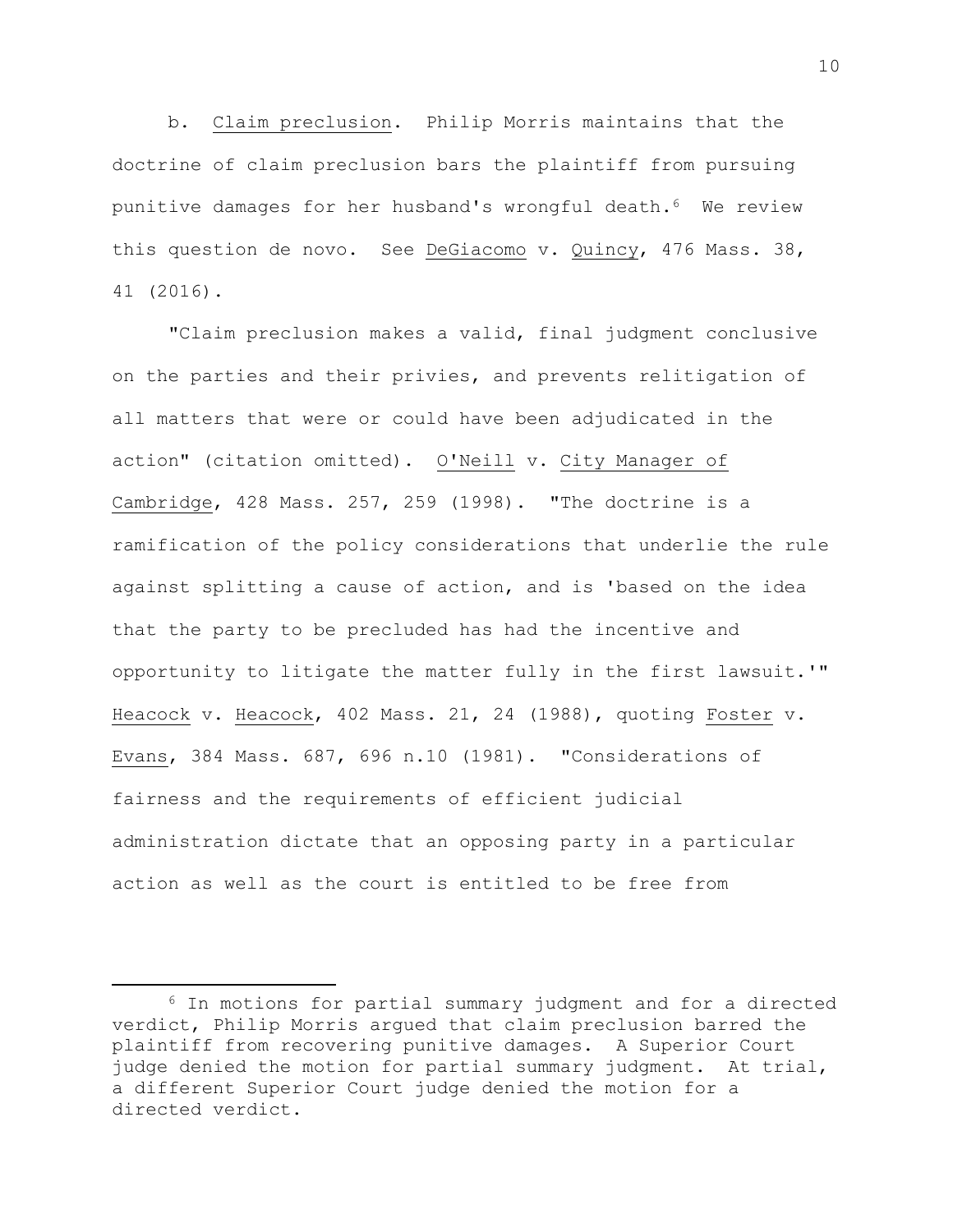b. Claim preclusion. Philip Morris maintains that the doctrine of claim preclusion bars the plaintiff from pursuing punitive damages for her husband's wrongful death.[6] We review this question de novo. See DeGiacomo v. Quincy, 476 Mass. 38, 41 (2016).

"Claim preclusion makes a valid, final judgment conclusive on the parties and their privies, and prevents relitigation of all matters that were or could have been adjudicated in the action" (citation omitted). O'Neill v. City Manager of Cambridge, 428 Mass. 257, 259 (1998). "The doctrine is a ramification of the policy considerations that underlie the rule against splitting a cause of action, and is 'based on the idea that the party to be precluded has had the incentive and opportunity to litigate the matter fully in the first lawsuit.'" Heacock v. Heacock, 402 Mass. 21, 24 (1988), quoting Foster v. Evans, 384 Mass. 687, 696 n.10 (1981). "Considerations of fairness and the requirements of efficient judicial administration dictate that an opposing party in a particular action as well as the court is entitled to be free from

---

[6] In motions for partial summary judgment and for a directed verdict, Philip Morris argued that claim preclusion barred the plaintiff from recovering punitive damages. A Superior Court judge denied the motion for partial summary judgment. At trial, a different Superior Court judge denied the motion for a directed verdict.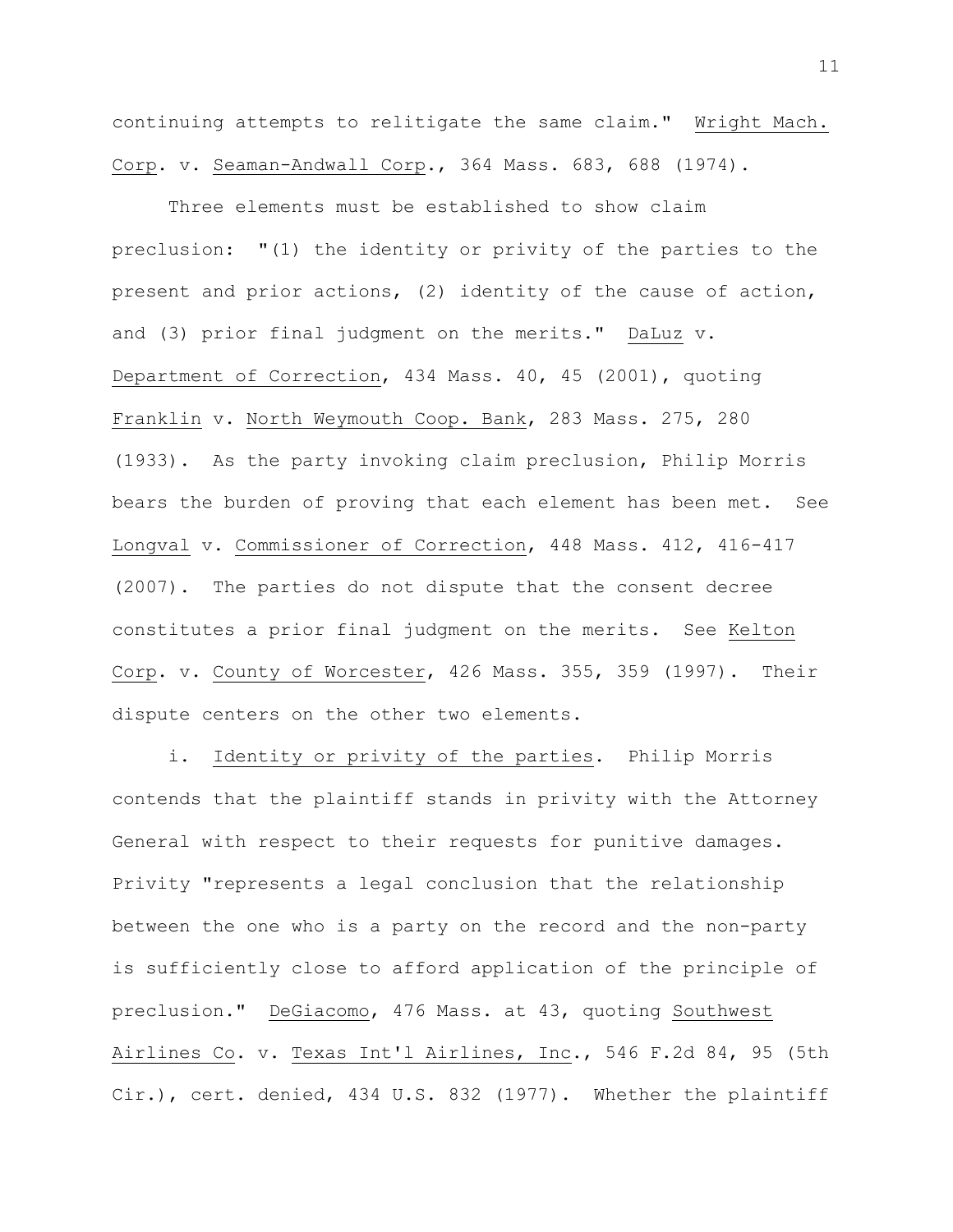continuing attempts to relitigate the same claim." Wright Mach. Corp. v. Seaman-Andwall Corp., 364 Mass. 683, 688 (1974).

Three elements must be established to show claim preclusion: "(1) the identity or privity of the parties to the present and prior actions, (2) identity of the cause of action, and (3) prior final judgment on the merits." DaLuz v. Department of Correction, 434 Mass. 40, 45 (2001), quoting Franklin v. North Weymouth Coop. Bank, 283 Mass. 275, 280 (1933). As the party invoking claim preclusion, Philip Morris bears the burden of proving that each element has been met. See Longval v. Commissioner of Correction, 448 Mass. 412, 416-417 (2007). The parties do not dispute that the consent decree constitutes a prior final judgment on the merits. See Kelton Corp. v. County of Worcester, 426 Mass. 355, 359 (1997). Their dispute centers on the other two elements.

i. Identity or privity of the parties. Philip Morris contends that the plaintiff stands in privity with the Attorney General with respect to their requests for punitive damages. Privity "represents a legal conclusion that the relationship between the one who is a party on the record and the non-party is sufficiently close to afford application of the principle of preclusion." DeGiacomo, 476 Mass. at 43, quoting Southwest Airlines Co. v. Texas Int'l Airlines, Inc., 546 F.2d 84, 95 (5th Cir.), cert. denied, 434 U.S. 832 (1977). Whether the plaintiff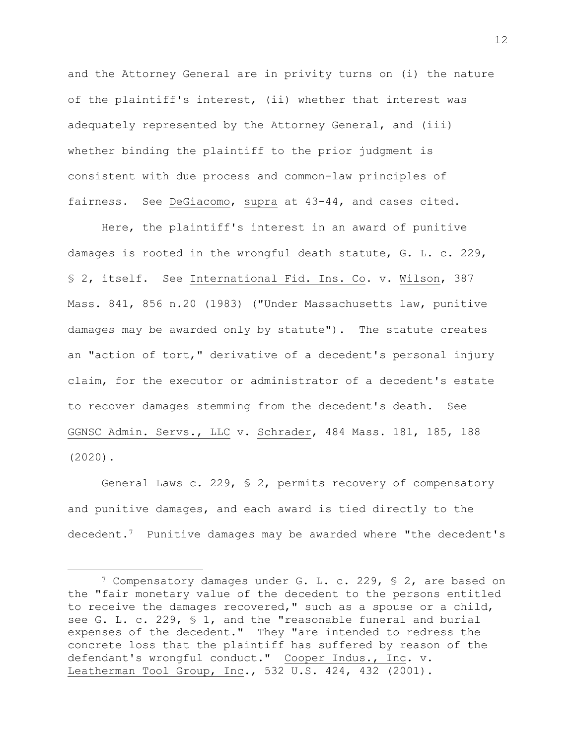and the Attorney General are in privity turns on (i) the nature of the plaintiff's interest, (ii) whether that interest was adequately represented by the Attorney General, and (iii) whether binding the plaintiff to the prior judgment is consistent with due process and common-law principles of fairness. See DeGiacomo, supra at 43-44, and cases cited.

Here, the plaintiff's interest in an award of punitive damages is rooted in the wrongful death statute, G. L. c. 229, § 2, itself. See International Fid. Ins. Co. v. Wilson, 387 Mass. 841, 856 n.20 (1983) ("Under Massachusetts law, punitive damages may be awarded only by statute"). The statute creates an "action of tort," derivative of a decedent's personal injury claim, for the executor or administrator of a decedent's estate to recover damages stemming from the decedent's death. See GGNSC Admin. Servs., LLC v. Schrader, 484 Mass. 181, 185, 188 (2020).

General Laws c. 229, § 2, permits recovery of compensatory and punitive damages, and each award is tied directly to the decedent.[7] Punitive damages may be awarded where "the decedent's

[7] Compensatory damages under G. L. c. 229, § 2, are based on the "fair monetary value of the decedent to the persons entitled to receive the damages recovered," such as a spouse or a child, see G. L. c. 229, § 1, and the "reasonable funeral and burial expenses of the decedent." They "are intended to redress the concrete loss that the plaintiff has suffered by reason of the defendant's wrongful conduct." Cooper Indus., Inc. v. Leatherman Tool Group, Inc., 532 U.S. 424, 432 (2001).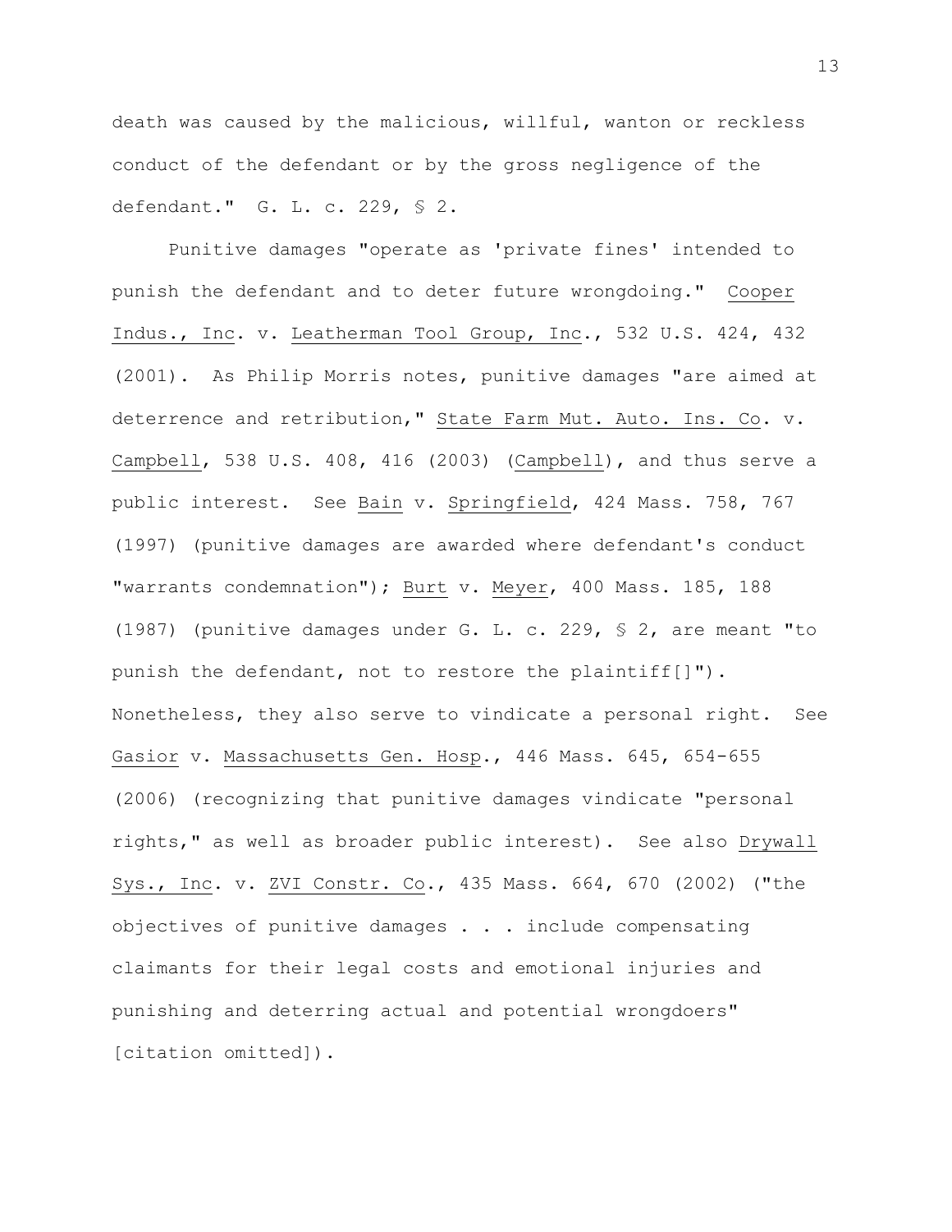death was caused by the malicious, willful, wanton or reckless conduct of the defendant or by the gross negligence of the defendant." G. L. c. 229, § 2.

Punitive damages "operate as 'private fines' intended to punish the defendant and to deter future wrongdoing." Cooper Indus., Inc. v. Leatherman Tool Group, Inc., 532 U.S. 424, 432 (2001). As Philip Morris notes, punitive damages "are aimed at deterrence and retribution," State Farm Mut. Auto. Ins. Co. v. Campbell, 538 U.S. 408, 416 (2003) (Campbell), and thus serve a public interest. See Bain v. Springfield, 424 Mass. 758, 767 (1997) (punitive damages are awarded where defendant's conduct "warrants condemnation"); Burt v. Meyer, 400 Mass. 185, 188 (1987) (punitive damages under G. L. c. 229, § 2, are meant "to punish the defendant, not to restore the plaintiff[]"). Nonetheless, they also serve to vindicate a personal right. See Gasior v. Massachusetts Gen. Hosp., 446 Mass. 645, 654-655 (2006) (recognizing that punitive damages vindicate "personal rights," as well as broader public interest). See also Drywall Sys., Inc. v. ZVI Constr. Co., 435 Mass. 664, 670 (2002) ("the objectives of punitive damages . . . include compensating claimants for their legal costs and emotional injuries and punishing and deterring actual and potential wrongdoers" [citation omitted]).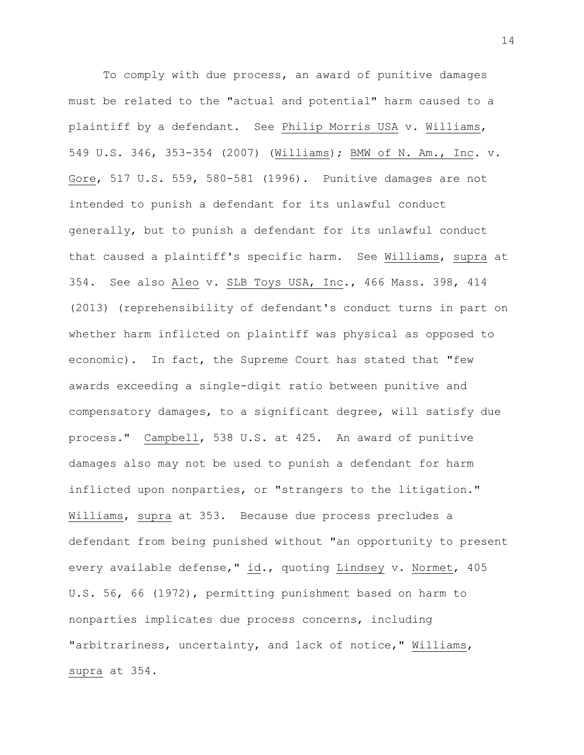To comply with due process, an award of punitive damages must be related to the "actual and potential" harm caused to a plaintiff by a defendant. See Philip Morris USA v. Williams, 549 U.S. 346, 353-354 (2007) (Williams); BMW of N. Am., Inc. v. Gore, 517 U.S. 559, 580-581 (1996). Punitive damages are not intended to punish a defendant for its unlawful conduct generally, but to punish a defendant for its unlawful conduct that caused a plaintiff's specific harm. See Williams, supra at 354. See also Aleo v. SLB Toys USA, Inc., 466 Mass. 398, 414 (2013) (reprehensibility of defendant's conduct turns in part on whether harm inflicted on plaintiff was physical as opposed to economic). In fact, the Supreme Court has stated that "few awards exceeding a single-digit ratio between punitive and compensatory damages, to a significant degree, will satisfy due process." Campbell, 538 U.S. at 425. An award of punitive damages also may not be used to punish a defendant for harm inflicted upon nonparties, or "strangers to the litigation." Williams, supra at 353. Because due process precludes a defendant from being punished without "an opportunity to present every available defense," id., quoting Lindsey v. Normet, 405 U.S. 56, 66 (1972), permitting punishment based on harm to nonparties implicates due process concerns, including "arbitrariness, uncertainty, and lack of notice," Williams, supra at 354.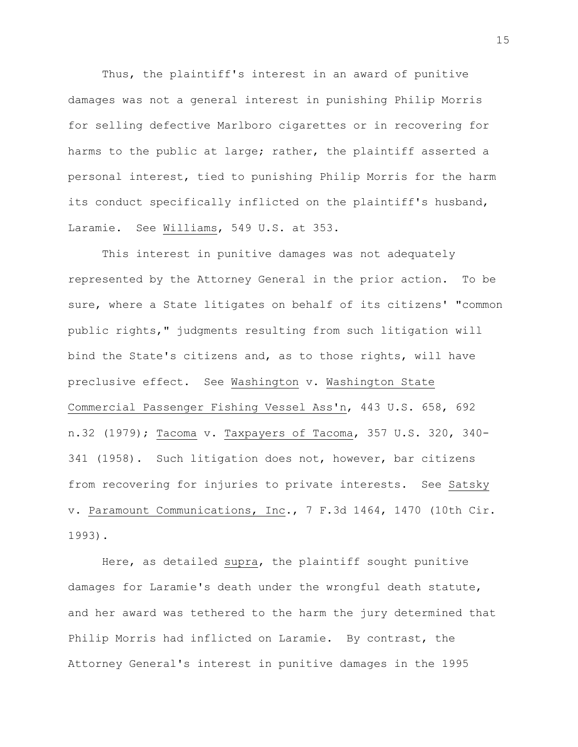Thus, the plaintiff's interest in an award of punitive damages was not a general interest in punishing Philip Morris for selling defective Marlboro cigarettes or in recovering for harms to the public at large; rather, the plaintiff asserted a personal interest, tied to punishing Philip Morris for the harm its conduct specifically inflicted on the plaintiff's husband, Laramie. See Williams, 549 U.S. at 353.

This interest in punitive damages was not adequately represented by the Attorney General in the prior action. To be sure, where a State litigates on behalf of its citizens' "common public rights," judgments resulting from such litigation will bind the State's citizens and, as to those rights, will have preclusive effect. See Washington v. Washington State Commercial Passenger Fishing Vessel Ass'n, 443 U.S. 658, 692 n.32 (1979); Tacoma v. Taxpayers of Tacoma, 357 U.S. 320, 340-341 (1958). Such litigation does not, however, bar citizens from recovering for injuries to private interests. See Satsky v. Paramount Communications, Inc., 7 F.3d 1464, 1470 (10th Cir. 1993).

Here, as detailed supra, the plaintiff sought punitive damages for Laramie's death under the wrongful death statute, and her award was tethered to the harm the jury determined that Philip Morris had inflicted on Laramie. By contrast, the Attorney General's interest in punitive damages in the 1995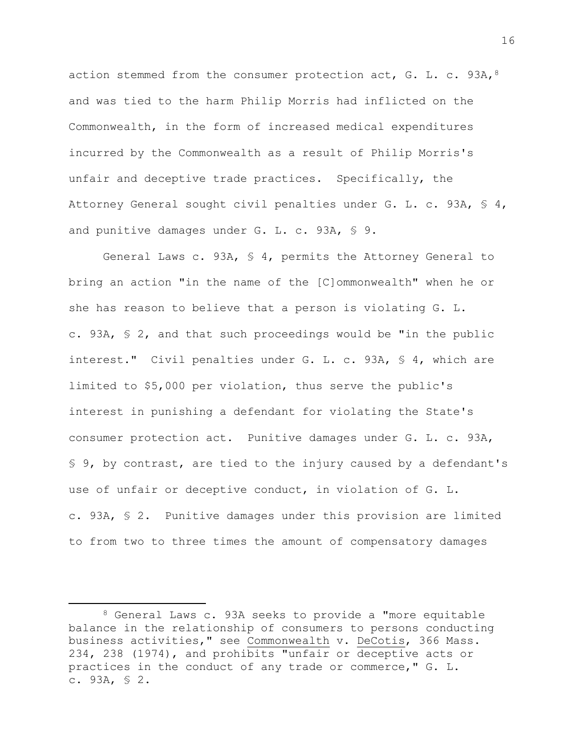action stemmed from the consumer protection act, G. L. c. 93A,[8] and was tied to the harm Philip Morris had inflicted on the Commonwealth, in the form of increased medical expenditures incurred by the Commonwealth as a result of Philip Morris's unfair and deceptive trade practices. Specifically, the Attorney General sought civil penalties under G. L. c. 93A, § 4, and punitive damages under G. L. c. 93A, § 9.

General Laws c. 93A, § 4, permits the Attorney General to bring an action "in the name of the [C]ommonwealth" when he or she has reason to believe that a person is violating G. L. c. 93A, § 2, and that such proceedings would be "in the public interest." Civil penalties under G. L. c. 93A, § 4, which are limited to $5,000 per violation, thus serve the public's interest in punishing a defendant for violating the State's consumer protection act. Punitive damages under G. L. c. 93A, § 9, by contrast, are tied to the injury caused by a defendant's use of unfair or deceptive conduct, in violation of G. L. c. 93A, § 2. Punitive damages under this provision are limited to from two to three times the amount of compensatory damages

---

[8] General Laws c. 93A seeks to provide a "more equitable balance in the relationship of consumers to persons conducting business activities," see <u>Commonwealth</u> v. <u>DeCotis</u>, 366 Mass. 234, 238 (1974), and prohibits "unfair or deceptive acts or practices in the conduct of any trade or commerce," G. L. c. 93A, § 2.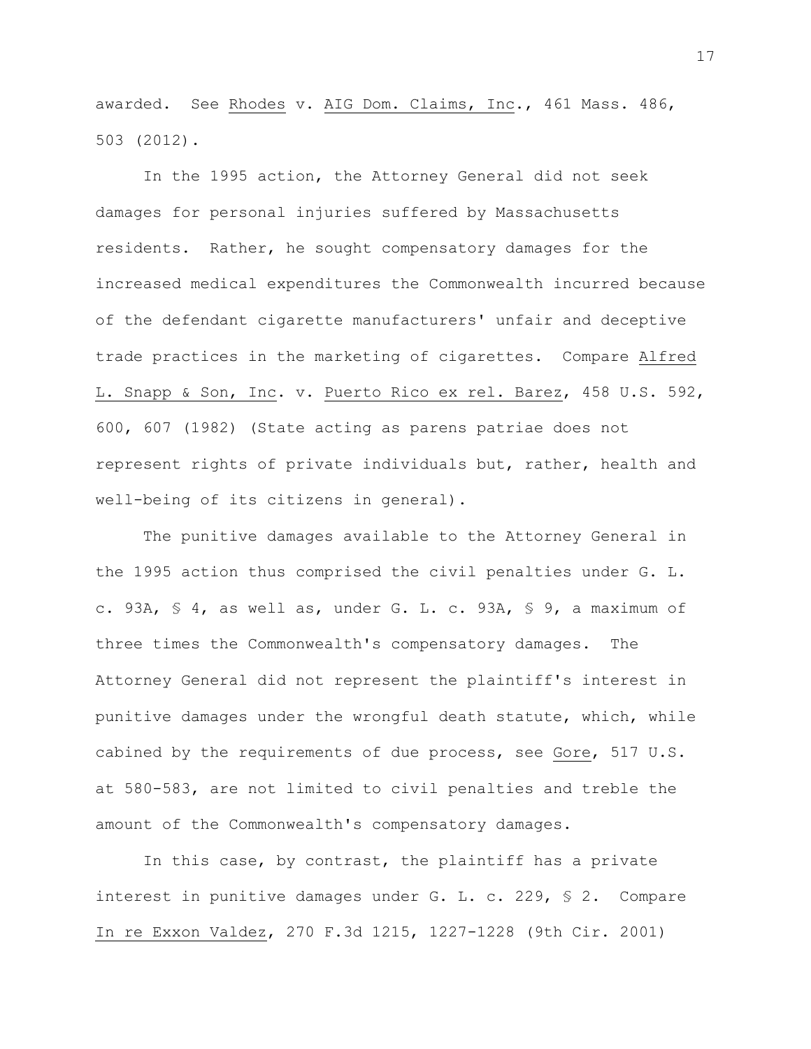awarded. See Rhodes v. AIG Dom. Claims, Inc., 461 Mass. 486, 503 (2012).

In the 1995 action, the Attorney General did not seek damages for personal injuries suffered by Massachusetts residents. Rather, he sought compensatory damages for the increased medical expenditures the Commonwealth incurred because of the defendant cigarette manufacturers' unfair and deceptive trade practices in the marketing of cigarettes. Compare Alfred L. Snapp & Son, Inc. v. Puerto Rico ex rel. Barez, 458 U.S. 592, 600, 607 (1982) (State acting as parens patriae does not represent rights of private individuals but, rather, health and well-being of its citizens in general).

The punitive damages available to the Attorney General in the 1995 action thus comprised the civil penalties under G. L. c. 93A, § 4, as well as, under G. L. c. 93A, § 9, a maximum of three times the Commonwealth's compensatory damages. The Attorney General did not represent the plaintiff's interest in punitive damages under the wrongful death statute, which, while cabined by the requirements of due process, see Gore, 517 U.S. at 580-583, are not limited to civil penalties and treble the amount of the Commonwealth's compensatory damages.

In this case, by contrast, the plaintiff has a private interest in punitive damages under G. L. c. 229, § 2. Compare In re Exxon Valdez, 270 F.3d 1215, 1227-1228 (9th Cir. 2001)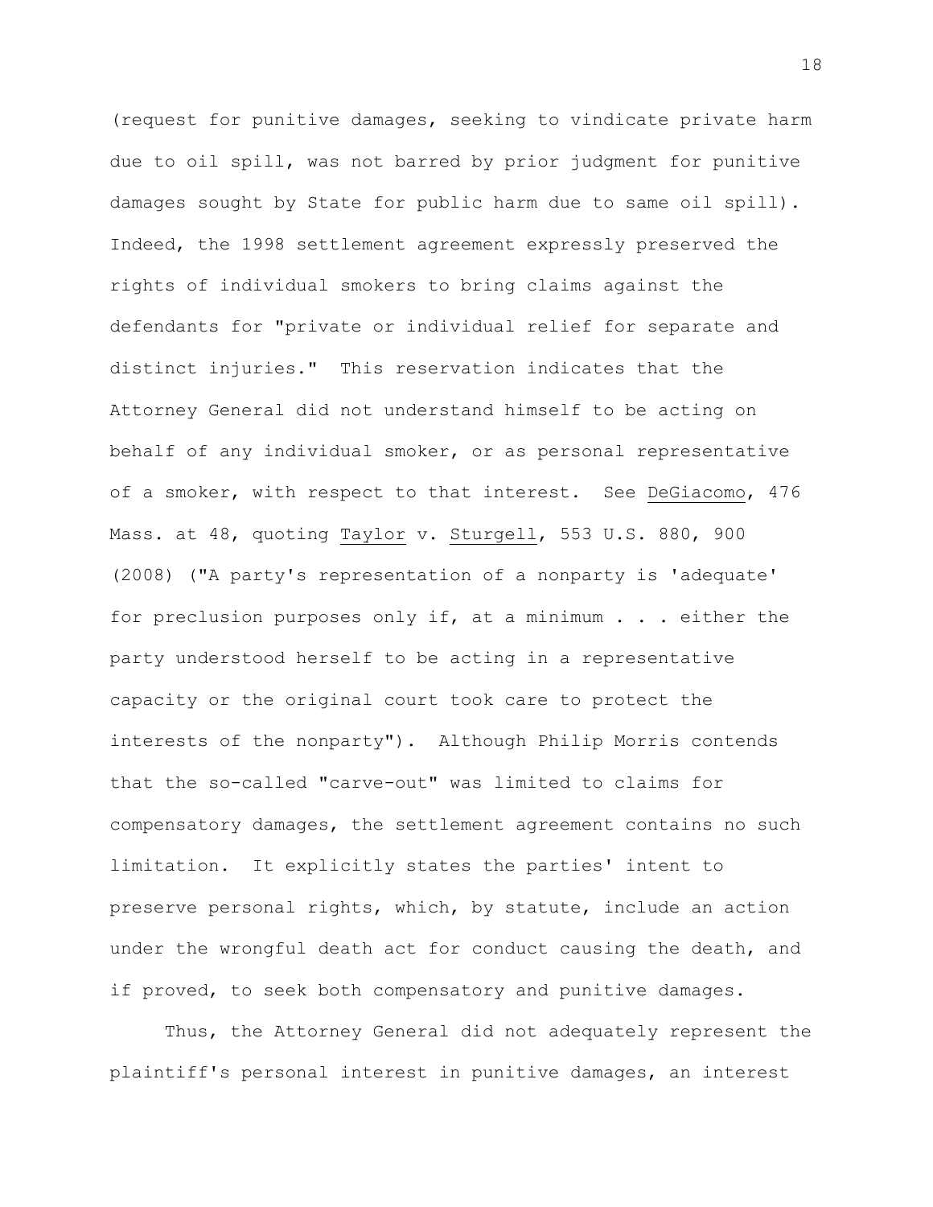(request for punitive damages, seeking to vindicate private harm due to oil spill, was not barred by prior judgment for punitive damages sought by State for public harm due to same oil spill). Indeed, the 1998 settlement agreement expressly preserved the rights of individual smokers to bring claims against the defendants for "private or individual relief for separate and distinct injuries." This reservation indicates that the Attorney General did not understand himself to be acting on behalf of any individual smoker, or as personal representative of a smoker, with respect to that interest. See DeGiacomo, 476 Mass. at 48, quoting Taylor v. Sturgell, 553 U.S. 880, 900 (2008) ("A party's representation of a nonparty is 'adequate' for preclusion purposes only if, at a minimum . . . either the party understood herself to be acting in a representative capacity or the original court took care to protect the interests of the nonparty"). Although Philip Morris contends that the so-called "carve-out" was limited to claims for compensatory damages, the settlement agreement contains no such limitation. It explicitly states the parties' intent to preserve personal rights, which, by statute, include an action under the wrongful death act for conduct causing the death, and if proved, to seek both compensatory and punitive damages.

Thus, the Attorney General did not adequately represent the plaintiff's personal interest in punitive damages, an interest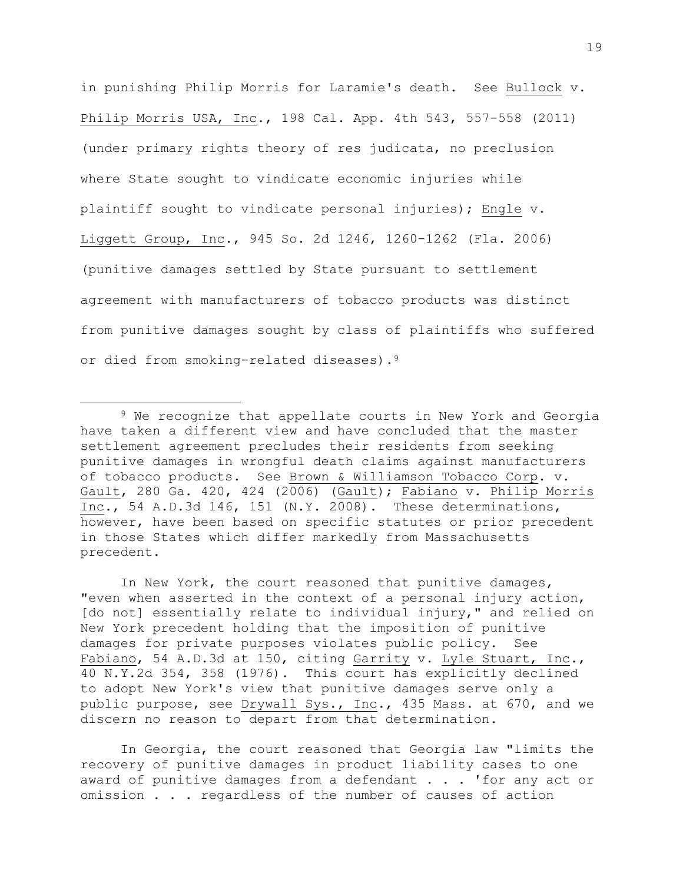in punishing Philip Morris for Laramie's death. See Bullock v. Philip Morris USA, Inc., 198 Cal. App. 4th 543, 557-558 (2011) (under primary rights theory of res judicata, no preclusion where State sought to vindicate economic injuries while plaintiff sought to vindicate personal injuries); Engle v. Liggett Group, Inc., 945 So. 2d 1246, 1260-1262 (Fla. 2006) (punitive damages settled by State pursuant to settlement agreement with manufacturers of tobacco products was distinct from punitive damages sought by class of plaintiffs who suffered or died from smoking-related diseases).[9]

---

[9] We recognize that appellate courts in New York and Georgia have taken a different view and have concluded that the master settlement agreement precludes their residents from seeking punitive damages in wrongful death claims against manufacturers of tobacco products. See Brown & Williamson Tobacco Corp. v. Gault, 280 Ga. 420, 424 (2006) (Gault); Fabiano v. Philip Morris Inc., 54 A.D.3d 146, 151 (N.Y. 2008). These determinations, however, have been based on specific statutes or prior precedent in those States which differ markedly from Massachusetts precedent.

In New York, the court reasoned that punitive damages, "even when asserted in the context of a personal injury action, [do not] essentially relate to individual injury," and relied on New York precedent holding that the imposition of punitive damages for private purposes violates public policy. See Fabiano, 54 A.D.3d at 150, citing Garrity v. Lyle Stuart, Inc., 40 N.Y.2d 354, 358 (1976). This court has explicitly declined to adopt New York's view that punitive damages serve only a public purpose, see Drywall Sys., Inc., 435 Mass. at 670, and we discern no reason to depart from that determination.

In Georgia, the court reasoned that Georgia law "limits the recovery of punitive damages in product liability cases to one award of punitive damages from a defendant . . . 'for any act or omission . . . regardless of the number of causes of action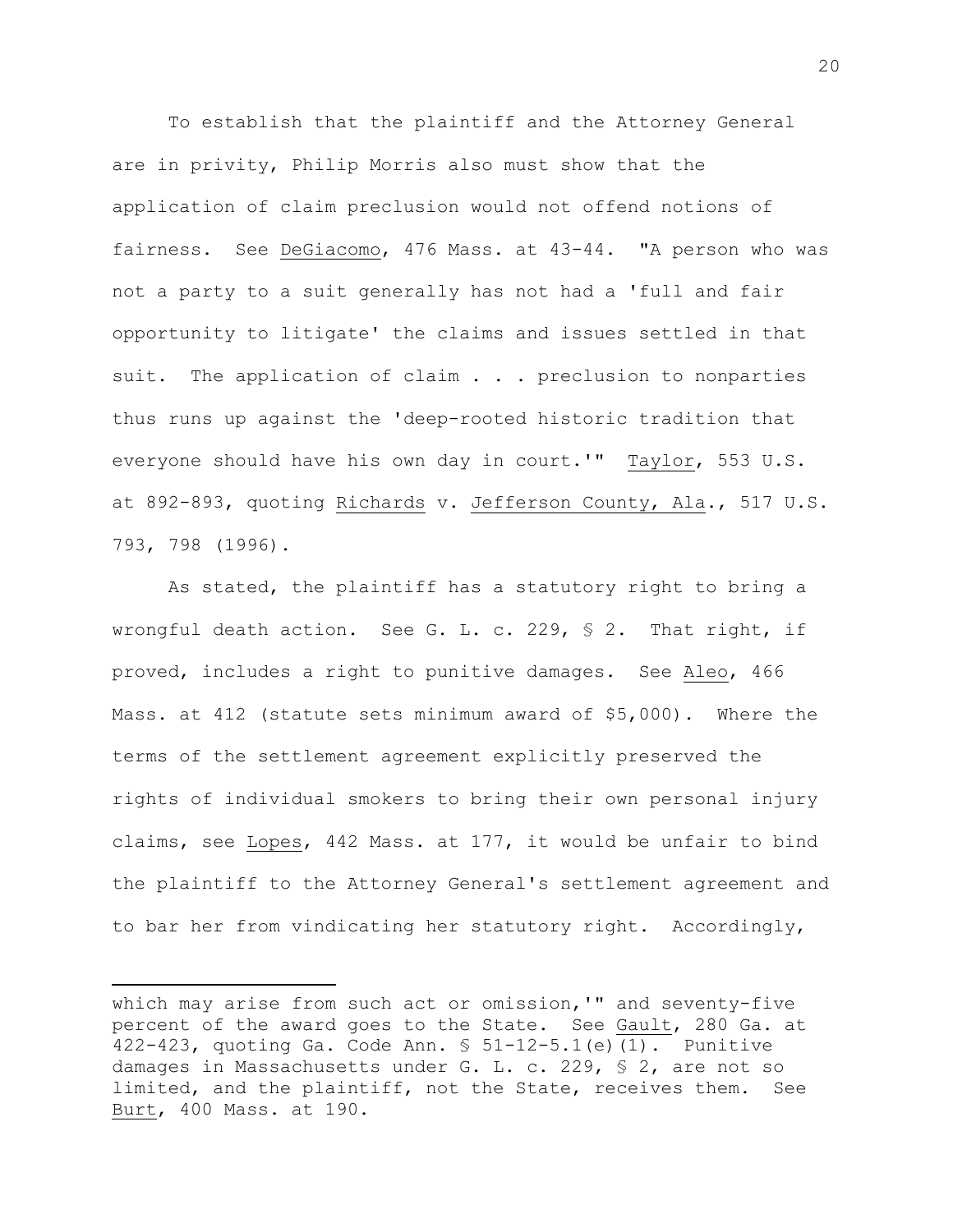To establish that the plaintiff and the Attorney General are in privity, Philip Morris also must show that the application of claim preclusion would not offend notions of fairness. See DeGiacomo, 476 Mass. at 43-44. "A person who was not a party to a suit generally has not had a 'full and fair opportunity to litigate' the claims and issues settled in that suit. The application of claim . . . preclusion to nonparties thus runs up against the 'deep-rooted historic tradition that everyone should have his own day in court.'" Taylor, 553 U.S. at 892-893, quoting Richards v. Jefferson County, Ala., 517 U.S. 793, 798 (1996).

As stated, the plaintiff has a statutory right to bring a wrongful death action. See G. L. c. 229, § 2. That right, if proved, includes a right to punitive damages. See Aleo, 466 Mass. at 412 (statute sets minimum award of $5,000). Where the terms of the settlement agreement explicitly preserved the rights of individual smokers to bring their own personal injury claims, see Lopes, 442 Mass. at 177, it would be unfair to bind the plaintiff to the Attorney General's settlement agreement and to bar her from vindicating her statutory right. Accordingly,

---

which may arise from such act or omission,'" and seventy-five percent of the award goes to the State. See Gault, 280 Ga. at 422-423, quoting Ga. Code Ann. § 51-12-5.1(e)(1). Punitive damages in Massachusetts under G. L. c. 229, § 2, are not so limited, and the plaintiff, not the State, receives them. See Burt, 400 Mass. at 190.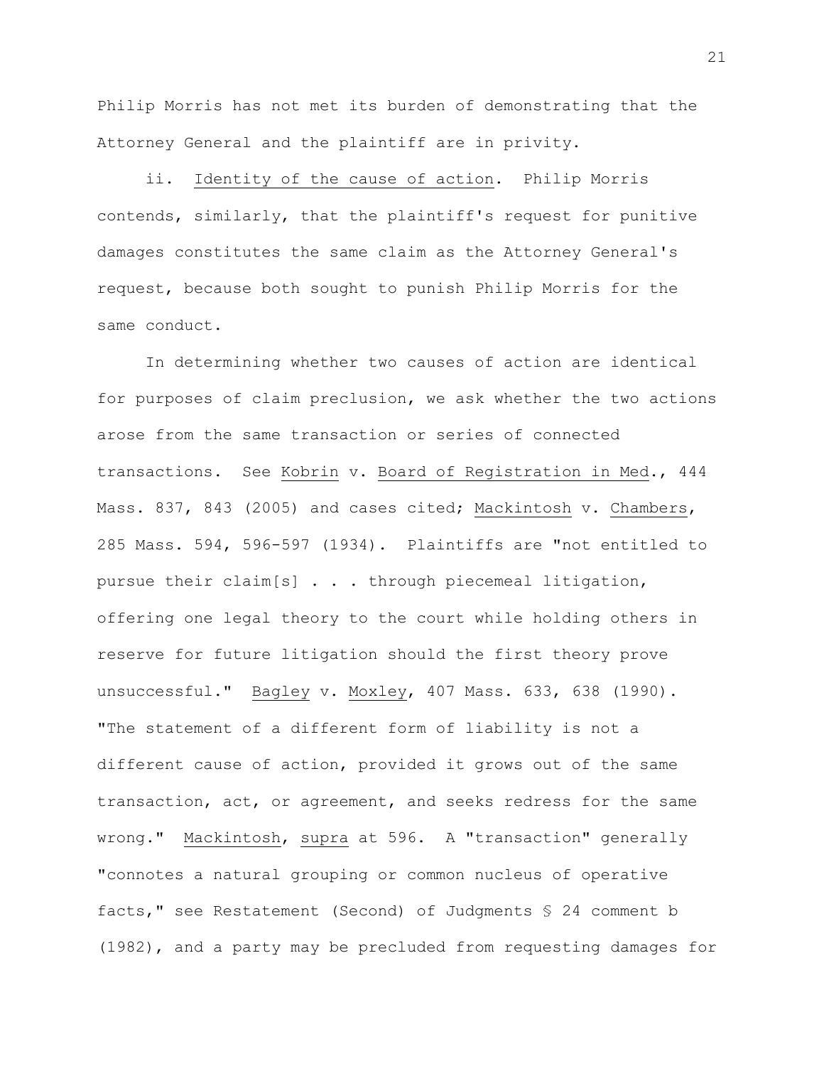Philip Morris has not met its burden of demonstrating that the Attorney General and the plaintiff are in privity.

ii. Identity of the cause of action. Philip Morris contends, similarly, that the plaintiff's request for punitive damages constitutes the same claim as the Attorney General's request, because both sought to punish Philip Morris for the same conduct.

In determining whether two causes of action are identical for purposes of claim preclusion, we ask whether the two actions arose from the same transaction or series of connected transactions. See Kobrin v. Board of Registration in Med., 444 Mass. 837, 843 (2005) and cases cited; Mackintosh v. Chambers, 285 Mass. 594, 596-597 (1934). Plaintiffs are "not entitled to pursue their claim[s] . . . through piecemeal litigation, offering one legal theory to the court while holding others in reserve for future litigation should the first theory prove unsuccessful." Bagley v. Moxley, 407 Mass. 633, 638 (1990). "The statement of a different form of liability is not a different cause of action, provided it grows out of the same transaction, act, or agreement, and seeks redress for the same wrong." Mackintosh, supra at 596. A "transaction" generally "connotes a natural grouping or common nucleus of operative facts," see Restatement (Second) of Judgments § 24 comment b (1982), and a party may be precluded from requesting damages for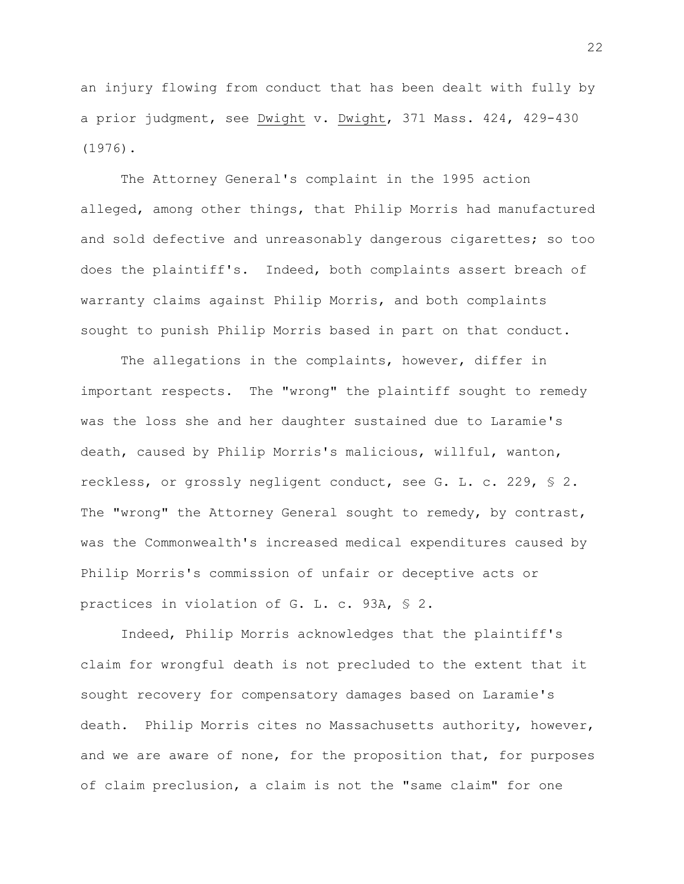an injury flowing from conduct that has been dealt with fully by a prior judgment, see Dwight v. Dwight, 371 Mass. 424, 429-430 (1976).

The Attorney General's complaint in the 1995 action alleged, among other things, that Philip Morris had manufactured and sold defective and unreasonably dangerous cigarettes; so too does the plaintiff's. Indeed, both complaints assert breach of warranty claims against Philip Morris, and both complaints sought to punish Philip Morris based in part on that conduct.

The allegations in the complaints, however, differ in important respects. The "wrong" the plaintiff sought to remedy was the loss she and her daughter sustained due to Laramie's death, caused by Philip Morris's malicious, willful, wanton, reckless, or grossly negligent conduct, see G. L. c. 229, § 2. The "wrong" the Attorney General sought to remedy, by contrast, was the Commonwealth's increased medical expenditures caused by Philip Morris's commission of unfair or deceptive acts or practices in violation of G. L. c. 93A, § 2.

Indeed, Philip Morris acknowledges that the plaintiff's claim for wrongful death is not precluded to the extent that it sought recovery for compensatory damages based on Laramie's death. Philip Morris cites no Massachusetts authority, however, and we are aware of none, for the proposition that, for purposes of claim preclusion, a claim is not the "same claim" for one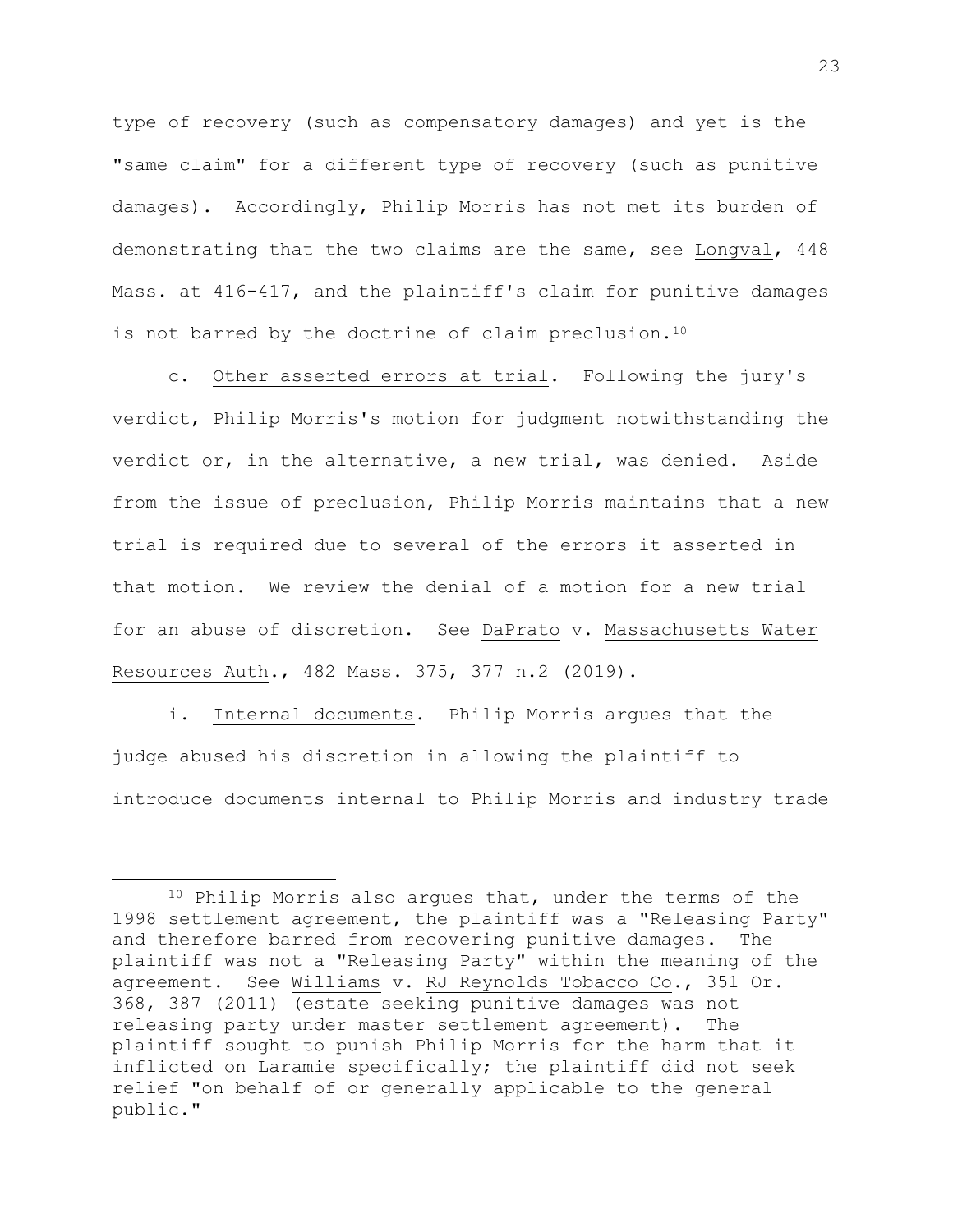type of recovery (such as compensatory damages) and yet is the "same claim" for a different type of recovery (such as punitive damages). Accordingly, Philip Morris has not met its burden of demonstrating that the two claims are the same, see Longval, 448 Mass. at 416-417, and the plaintiff's claim for punitive damages is not barred by the doctrine of claim preclusion.[10]

c. Other asserted errors at trial. Following the jury's verdict, Philip Morris's motion for judgment notwithstanding the verdict or, in the alternative, a new trial, was denied. Aside from the issue of preclusion, Philip Morris maintains that a new trial is required due to several of the errors it asserted in that motion. We review the denial of a motion for a new trial for an abuse of discretion. See DaPrato v. Massachusetts Water Resources Auth., 482 Mass. 375, 377 n.2 (2019).

i. Internal documents. Philip Morris argues that the judge abused his discretion in allowing the plaintiff to introduce documents internal to Philip Morris and industry trade

---

[10] Philip Morris also argues that, under the terms of the 1998 settlement agreement, the plaintiff was a "Releasing Party" and therefore barred from recovering punitive damages. The plaintiff was not a "Releasing Party" within the meaning of the agreement. See Williams v. RJ Reynolds Tobacco Co., 351 Or. 368, 387 (2011) (estate seeking punitive damages was not releasing party under master settlement agreement). The plaintiff sought to punish Philip Morris for the harm that it inflicted on Laramie specifically; the plaintiff did not seek relief "on behalf of or generally applicable to the general public."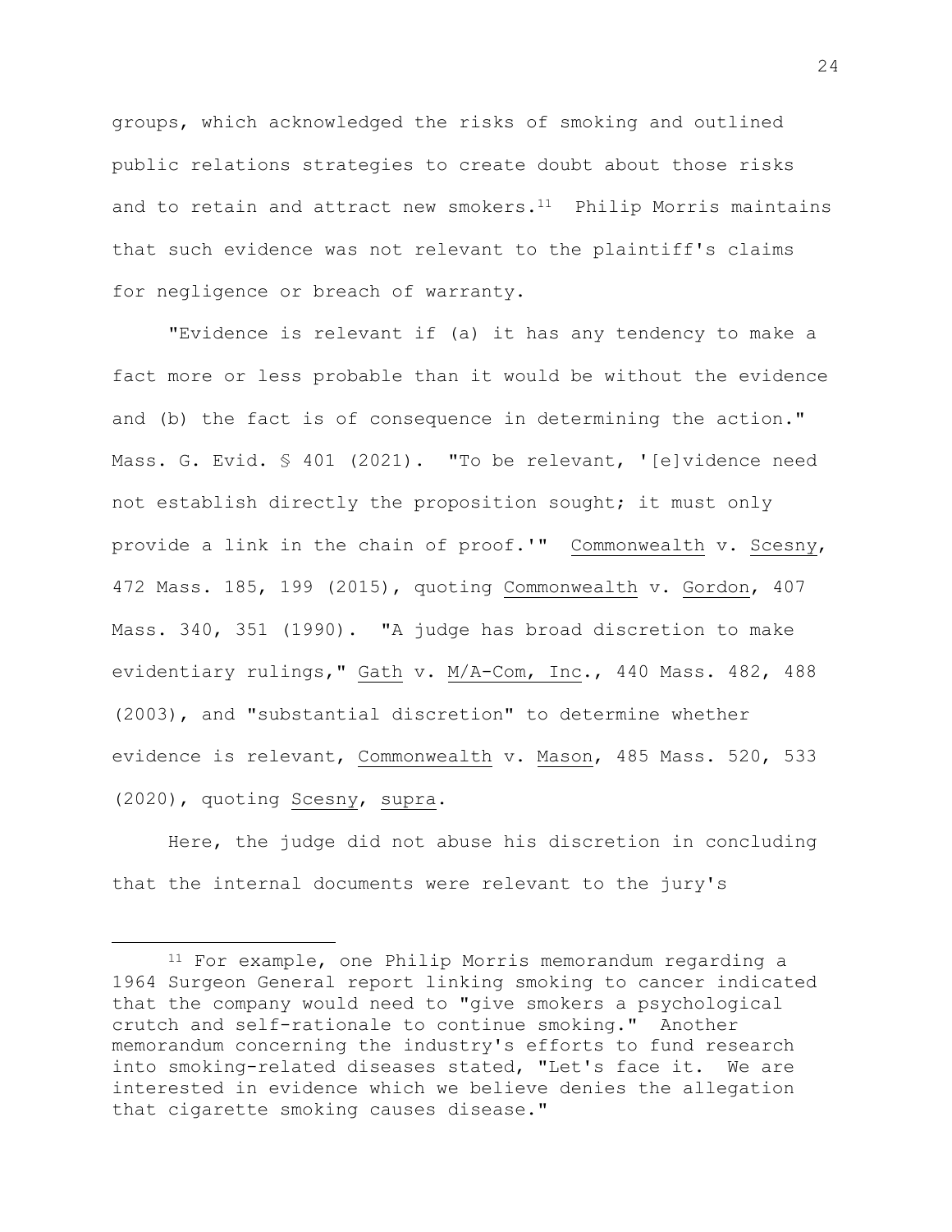groups, which acknowledged the risks of smoking and outlined public relations strategies to create doubt about those risks and to retain and attract new smokers.[11] Philip Morris maintains that such evidence was not relevant to the plaintiff's claims for negligence or breach of warranty.

"Evidence is relevant if (a) it has any tendency to make a fact more or less probable than it would be without the evidence and (b) the fact is of consequence in determining the action." Mass. G. Evid. § 401 (2021). "To be relevant, '[e]vidence need not establish directly the proposition sought; it must only provide a link in the chain of proof.'" Commonwealth v. Scesny, 472 Mass. 185, 199 (2015), quoting Commonwealth v. Gordon, 407 Mass. 340, 351 (1990). "A judge has broad discretion to make evidentiary rulings," Gath v. M/A-Com, Inc., 440 Mass. 482, 488 (2003), and "substantial discretion" to determine whether evidence is relevant, Commonwealth v. Mason, 485 Mass. 520, 533 (2020), quoting Scesny, supra.

Here, the judge did not abuse his discretion in concluding that the internal documents were relevant to the jury's

---

[11] For example, one Philip Morris memorandum regarding a 1964 Surgeon General report linking smoking to cancer indicated that the company would need to "give smokers a psychological crutch and self-rationale to continue smoking." Another memorandum concerning the industry's efforts to fund research into smoking-related diseases stated, "Let's face it. We are interested in evidence which we believe denies the allegation that cigarette smoking causes disease."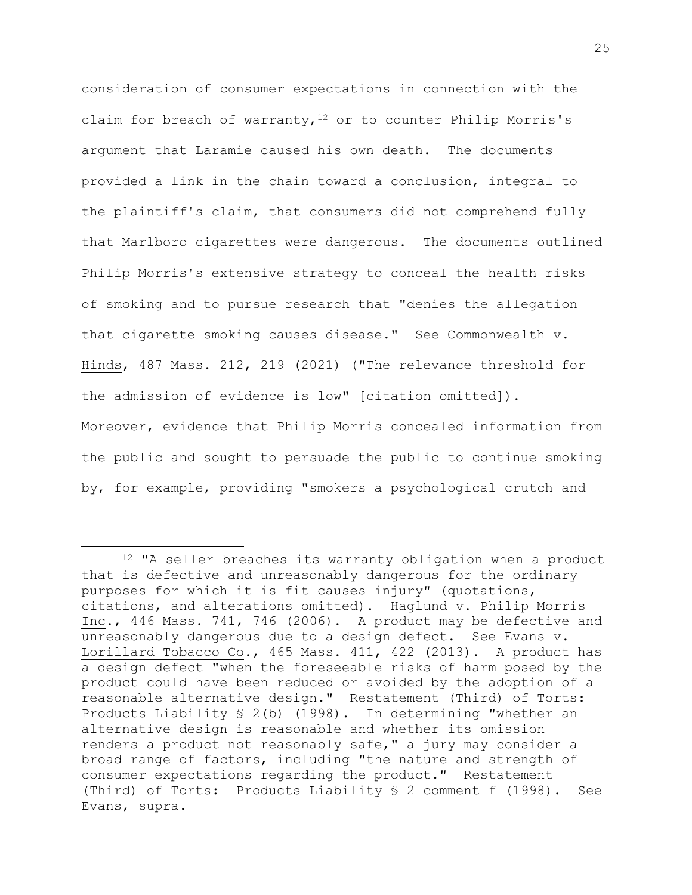consideration of consumer expectations in connection with the claim for breach of warranty,[12] or to counter Philip Morris's argument that Laramie caused his own death. The documents provided a link in the chain toward a conclusion, integral to the plaintiff's claim, that consumers did not comprehend fully that Marlboro cigarettes were dangerous. The documents outlined Philip Morris's extensive strategy to conceal the health risks of smoking and to pursue research that "denies the allegation that cigarette smoking causes disease." See Commonwealth v. Hinds, 487 Mass. 212, 219 (2021) ("The relevance threshold for the admission of evidence is low" [citation omitted]). Moreover, evidence that Philip Morris concealed information from the public and sought to persuade the public to continue smoking by, for example, providing "smokers a psychological crutch and

---

[12] "A seller breaches its warranty obligation when a product that is defective and unreasonably dangerous for the ordinary purposes for which it is fit causes injury" (quotations, citations, and alterations omitted). Haglund v. Philip Morris Inc., 446 Mass. 741, 746 (2006). A product may be defective and unreasonably dangerous due to a design defect. See Evans v. Lorillard Tobacco Co., 465 Mass. 411, 422 (2013). A product has a design defect "when the foreseeable risks of harm posed by the product could have been reduced or avoided by the adoption of a reasonable alternative design." Restatement (Third) of Torts: Products Liability § 2(b) (1998). In determining "whether an alternative design is reasonable and whether its omission renders a product not reasonably safe," a jury may consider a broad range of factors, including "the nature and strength of consumer expectations regarding the product." Restatement (Third) of Torts: Products Liability § 2 comment f (1998). See Evans, supra.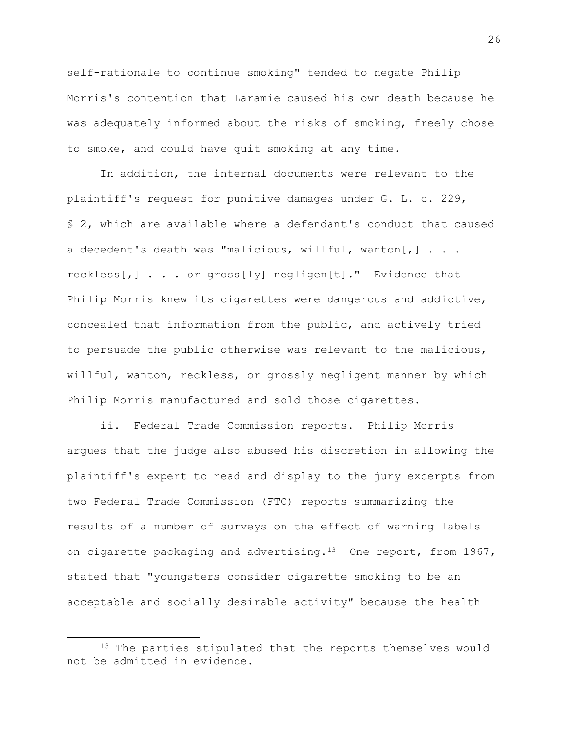self-rationale to continue smoking" tended to negate Philip Morris's contention that Laramie caused his own death because he was adequately informed about the risks of smoking, freely chose to smoke, and could have quit smoking at any time.

In addition, the internal documents were relevant to the plaintiff's request for punitive damages under G. L. c. 229, § 2, which are available where a defendant's conduct that caused a decedent's death was "malicious, willful, wanton[,] . . . reckless[,] . . . or gross[ly] negligen[t]." Evidence that Philip Morris knew its cigarettes were dangerous and addictive, concealed that information from the public, and actively tried to persuade the public otherwise was relevant to the malicious, willful, wanton, reckless, or grossly negligent manner by which Philip Morris manufactured and sold those cigarettes.

ii. Federal Trade Commission reports. Philip Morris argues that the judge also abused his discretion in allowing the plaintiff's expert to read and display to the jury excerpts from two Federal Trade Commission (FTC) reports summarizing the results of a number of surveys on the effect of warning labels on cigarette packaging and advertising.[13] One report, from 1967, stated that "youngsters consider cigarette smoking to be an acceptable and socially desirable activity" because the health

[13] The parties stipulated that the reports themselves would not be admitted in evidence.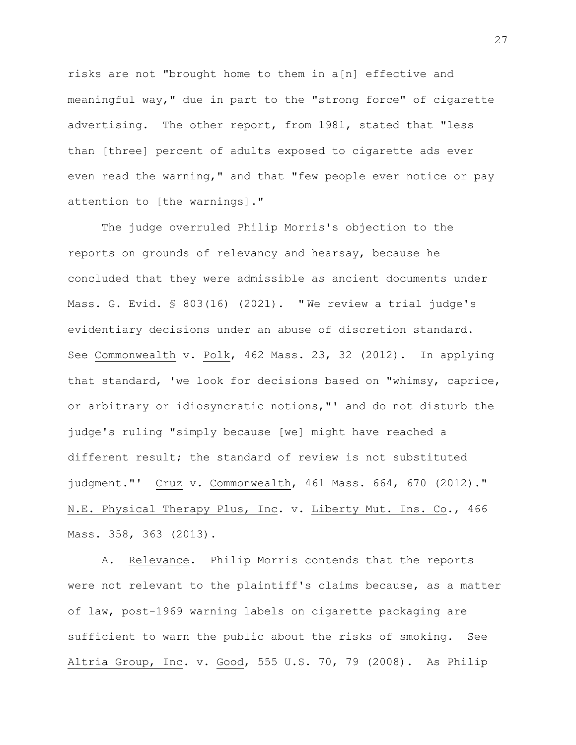risks are not "brought home to them in a[n] effective and meaningful way," due in part to the "strong force" of cigarette advertising. The other report, from 1981, stated that "less than [three] percent of adults exposed to cigarette ads ever even read the warning," and that "few people ever notice or pay attention to [the warnings]."

The judge overruled Philip Morris's objection to the reports on grounds of relevancy and hearsay, because he concluded that they were admissible as ancient documents under Mass. G. Evid. § 803(16) (2021). "We review a trial judge's evidentiary decisions under an abuse of discretion standard. See Commonwealth v. Polk, 462 Mass. 23, 32 (2012). In applying that standard, 'we look for decisions based on "whimsy, caprice, or arbitrary or idiosyncratic notions,"' and do not disturb the judge's ruling "simply because [we] might have reached a different result; the standard of review is not substituted judgment."' Cruz v. Commonwealth, 461 Mass. 664, 670 (2012)." N.E. Physical Therapy Plus, Inc. v. Liberty Mut. Ins. Co., 466 Mass. 358, 363 (2013).

A. Relevance. Philip Morris contends that the reports were not relevant to the plaintiff's claims because, as a matter of law, post-1969 warning labels on cigarette packaging are sufficient to warn the public about the risks of smoking. See Altria Group, Inc. v. Good, 555 U.S. 70, 79 (2008). As Philip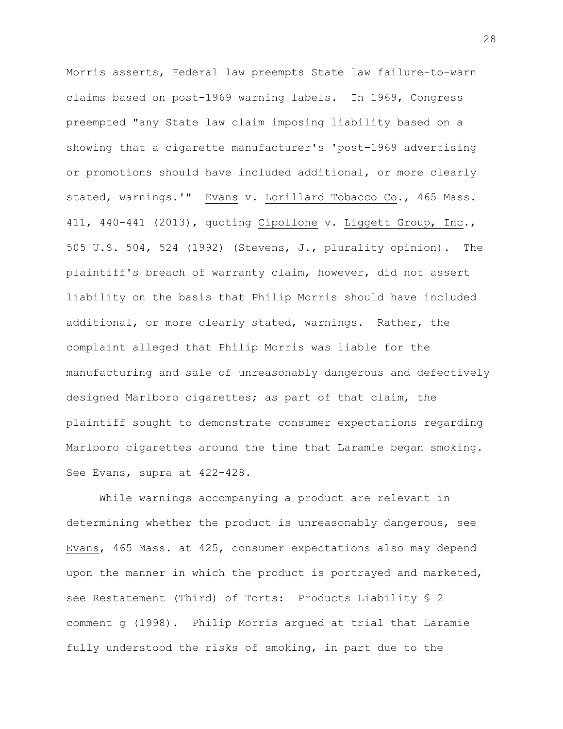Morris asserts, Federal law preempts State law failure-to-warn claims based on post-1969 warning labels. In 1969, Congress preempted "any State law claim imposing liability based on a showing that a cigarette manufacturer's 'post-1969 advertising or promotions should have included additional, or more clearly stated, warnings.'" Evans v. Lorillard Tobacco Co., 465 Mass. 411, 440-441 (2013), quoting Cipollone v. Liggett Group, Inc., 505 U.S. 504, 524 (1992) (Stevens, J., plurality opinion). The plaintiff's breach of warranty claim, however, did not assert liability on the basis that Philip Morris should have included additional, or more clearly stated, warnings. Rather, the complaint alleged that Philip Morris was liable for the manufacturing and sale of unreasonably dangerous and defectively designed Marlboro cigarettes; as part of that claim, the plaintiff sought to demonstrate consumer expectations regarding Marlboro cigarettes around the time that Laramie began smoking. See Evans, supra at 422-428.

While warnings accompanying a product are relevant in determining whether the product is unreasonably dangerous, see Evans, 465 Mass. at 425, consumer expectations also may depend upon the manner in which the product is portrayed and marketed, see Restatement (Third) of Torts: Products Liability § 2 comment g (1998). Philip Morris argued at trial that Laramie fully understood the risks of smoking, in part due to the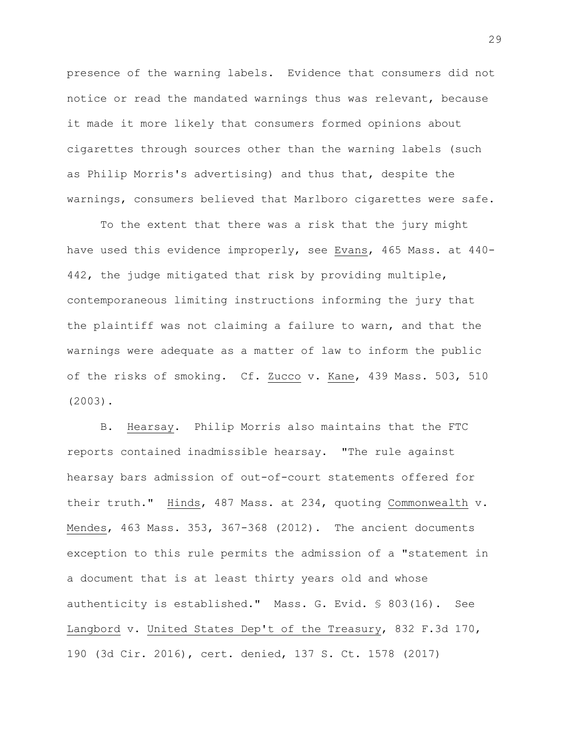presence of the warning labels. Evidence that consumers did not notice or read the mandated warnings thus was relevant, because it made it more likely that consumers formed opinions about cigarettes through sources other than the warning labels (such as Philip Morris's advertising) and thus that, despite the warnings, consumers believed that Marlboro cigarettes were safe.

To the extent that there was a risk that the jury might have used this evidence improperly, see Evans, 465 Mass. at 440-442, the judge mitigated that risk by providing multiple, contemporaneous limiting instructions informing the jury that the plaintiff was not claiming a failure to warn, and that the warnings were adequate as a matter of law to inform the public of the risks of smoking. Cf. Zucco v. Kane, 439 Mass. 503, 510 (2003).

B. Hearsay. Philip Morris also maintains that the FTC reports contained inadmissible hearsay. "The rule against hearsay bars admission of out-of-court statements offered for their truth." Hinds, 487 Mass. at 234, quoting Commonwealth v. Mendes, 463 Mass. 353, 367-368 (2012). The ancient documents exception to this rule permits the admission of a "statement in a document that is at least thirty years old and whose authenticity is established." Mass. G. Evid. § 803(16). See Langbord v. United States Dep't of the Treasury, 832 F.3d 170, 190 (3d Cir. 2016), cert. denied, 137 S. Ct. 1578 (2017)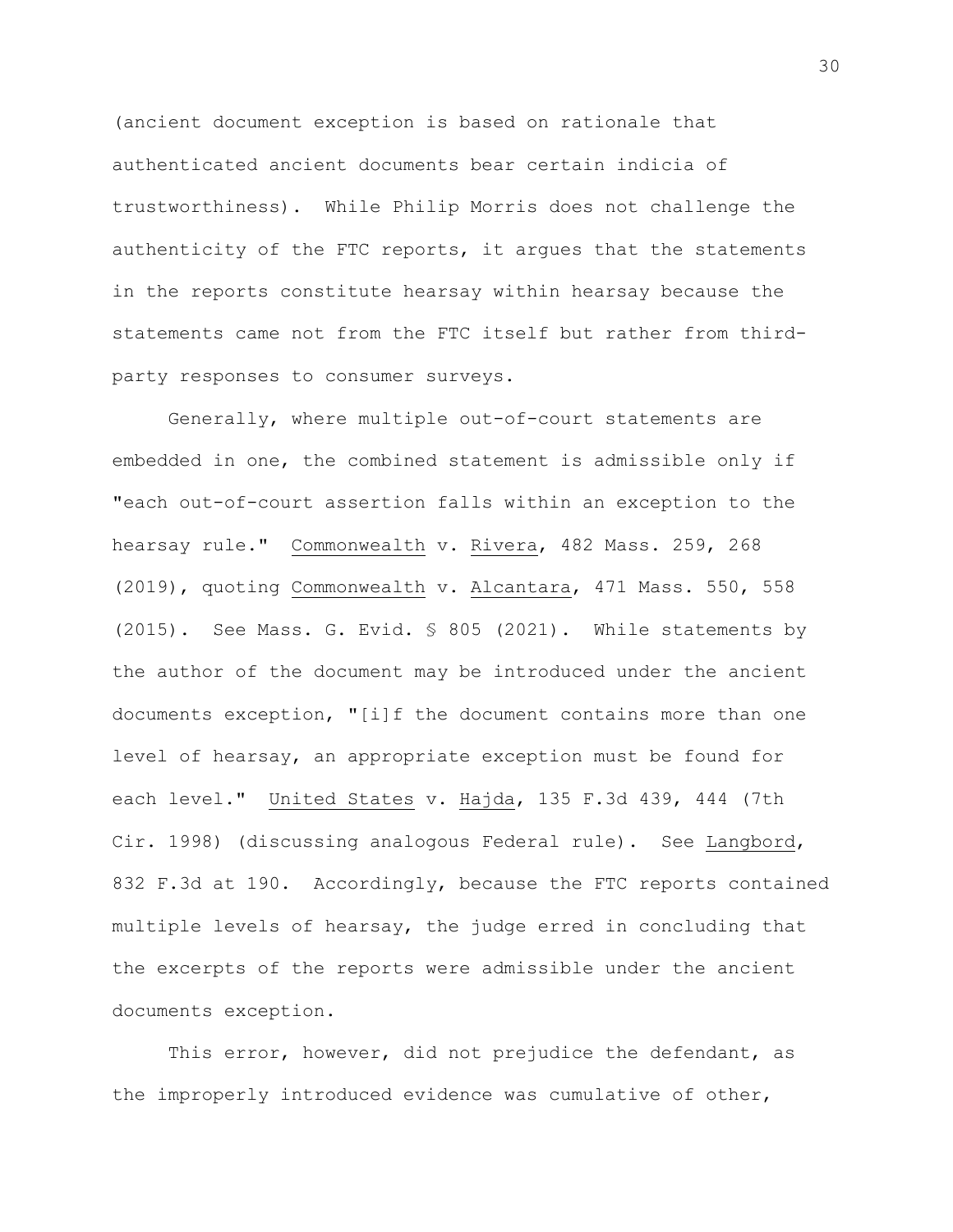(ancient document exception is based on rationale that authenticated ancient documents bear certain indicia of trustworthiness). While Philip Morris does not challenge the authenticity of the FTC reports, it argues that the statements in the reports constitute hearsay within hearsay because the statements came not from the FTC itself but rather from third-party responses to consumer surveys.

Generally, where multiple out-of-court statements are embedded in one, the combined statement is admissible only if "each out-of-court assertion falls within an exception to the hearsay rule." Commonwealth v. Rivera, 482 Mass. 259, 268 (2019), quoting Commonwealth v. Alcantara, 471 Mass. 550, 558 (2015). See Mass. G. Evid. § 805 (2021). While statements by the author of the document may be introduced under the ancient documents exception, "[i]f the document contains more than one level of hearsay, an appropriate exception must be found for each level." United States v. Hajda, 135 F.3d 439, 444 (7th Cir. 1998) (discussing analogous Federal rule). See Langbord, 832 F.3d at 190. Accordingly, because the FTC reports contained multiple levels of hearsay, the judge erred in concluding that the excerpts of the reports were admissible under the ancient documents exception.

This error, however, did not prejudice the defendant, as the improperly introduced evidence was cumulative of other,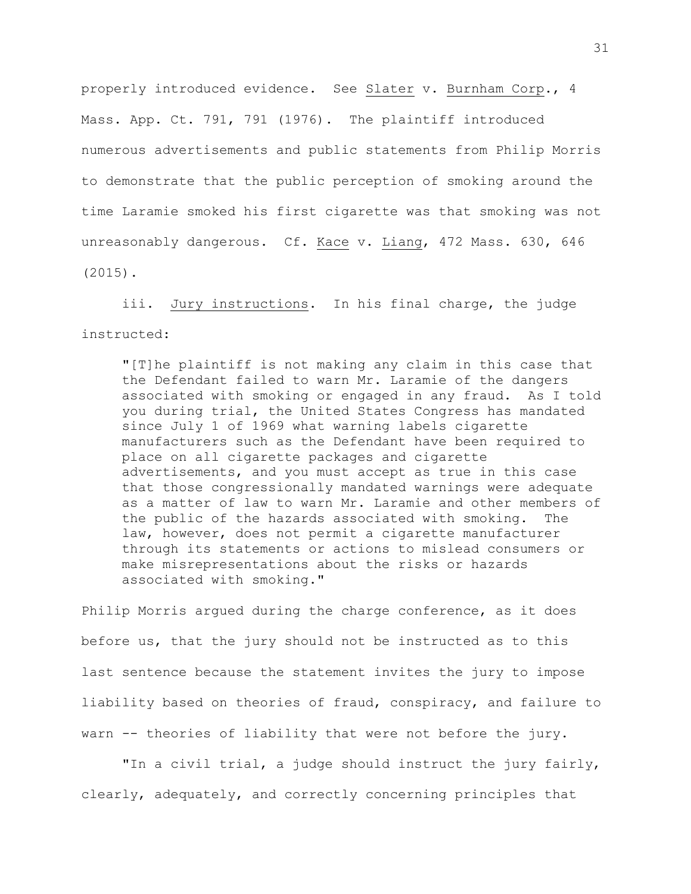properly introduced evidence. See Slater v. Burnham Corp., 4 Mass. App. Ct. 791, 791 (1976). The plaintiff introduced numerous advertisements and public statements from Philip Morris to demonstrate that the public perception of smoking around the time Laramie smoked his first cigarette was that smoking was not unreasonably dangerous. Cf. Kace v. Liang, 472 Mass. 630, 646 (2015).

iii. Jury instructions. In his final charge, the judge instructed:

> "[T]he plaintiff is not making any claim in this case that the Defendant failed to warn Mr. Laramie of the dangers associated with smoking or engaged in any fraud. As I told you during trial, the United States Congress has mandated since July 1 of 1969 what warning labels cigarette manufacturers such as the Defendant have been required to place on all cigarette packages and cigarette advertisements, and you must accept as true in this case that those congressionally mandated warnings were adequate as a matter of law to warn Mr. Laramie and other members of the public of the hazards associated with smoking. The law, however, does not permit a cigarette manufacturer through its statements or actions to mislead consumers or make misrepresentations about the risks or hazards associated with smoking."

Philip Morris argued during the charge conference, as it does before us, that the jury should not be instructed as to this last sentence because the statement invites the jury to impose liability based on theories of fraud, conspiracy, and failure to warn -- theories of liability that were not before the jury.

"In a civil trial, a judge should instruct the jury fairly, clearly, adequately, and correctly concerning principles that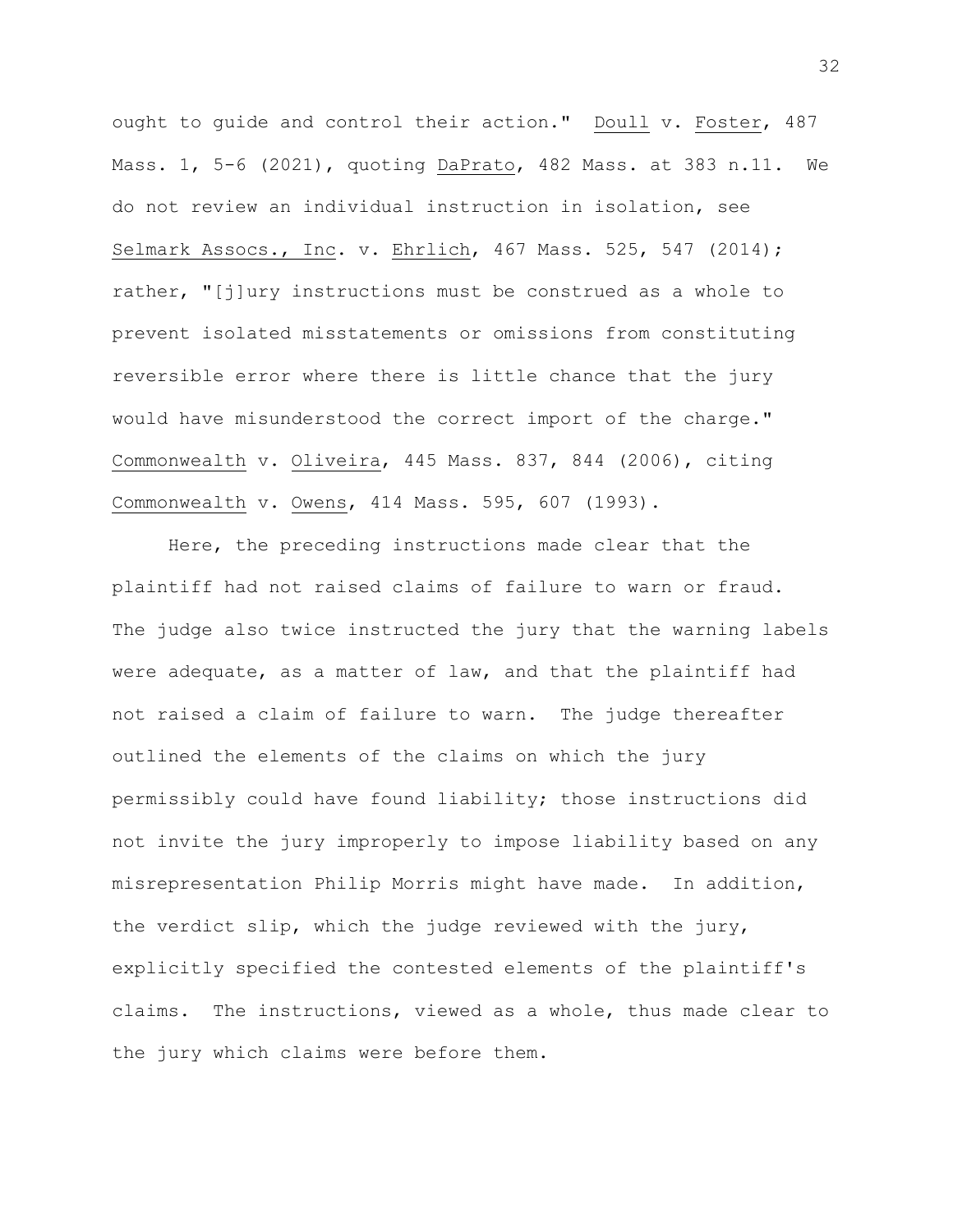ought to guide and control their action." Doull v. Foster, 487 Mass. 1, 5-6 (2021), quoting DaPrato, 482 Mass. at 383 n.11. We do not review an individual instruction in isolation, see Selmark Assocs., Inc. v. Ehrlich, 467 Mass. 525, 547 (2014); rather, "[j]ury instructions must be construed as a whole to prevent isolated misstatements or omissions from constituting reversible error where there is little chance that the jury would have misunderstood the correct import of the charge." Commonwealth v. Oliveira, 445 Mass. 837, 844 (2006), citing Commonwealth v. Owens, 414 Mass. 595, 607 (1993).

Here, the preceding instructions made clear that the plaintiff had not raised claims of failure to warn or fraud. The judge also twice instructed the jury that the warning labels were adequate, as a matter of law, and that the plaintiff had not raised a claim of failure to warn. The judge thereafter outlined the elements of the claims on which the jury permissibly could have found liability; those instructions did not invite the jury improperly to impose liability based on any misrepresentation Philip Morris might have made. In addition, the verdict slip, which the judge reviewed with the jury, explicitly specified the contested elements of the plaintiff's claims. The instructions, viewed as a whole, thus made clear to the jury which claims were before them.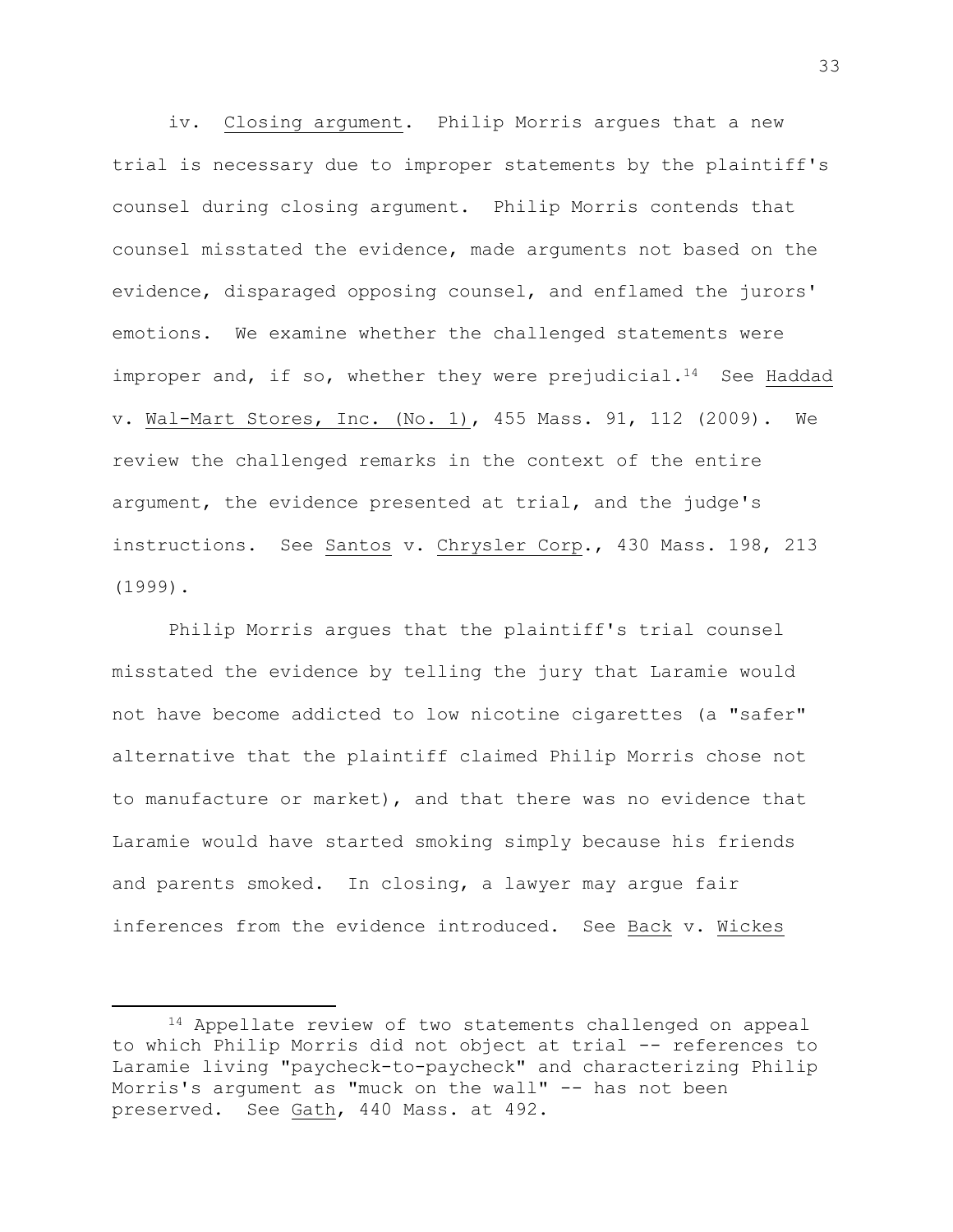iv. Closing argument. Philip Morris argues that a new trial is necessary due to improper statements by the plaintiff's counsel during closing argument. Philip Morris contends that counsel misstated the evidence, made arguments not based on the evidence, disparaged opposing counsel, and enflamed the jurors' emotions. We examine whether the challenged statements were improper and, if so, whether they were prejudicial.[14] See Haddad v. Wal-Mart Stores, Inc. (No. 1), 455 Mass. 91, 112 (2009). We review the challenged remarks in the context of the entire argument, the evidence presented at trial, and the judge's instructions. See Santos v. Chrysler Corp., 430 Mass. 198, 213 (1999).

Philip Morris argues that the plaintiff's trial counsel misstated the evidence by telling the jury that Laramie would not have become addicted to low nicotine cigarettes (a "safer" alternative that the plaintiff claimed Philip Morris chose not to manufacture or market), and that there was no evidence that Laramie would have started smoking simply because his friends and parents smoked. In closing, a lawyer may argue fair inferences from the evidence introduced. See Back v. Wickes

---

[14] Appellate review of two statements challenged on appeal to which Philip Morris did not object at trial -- references to Laramie living "paycheck-to-paycheck" and characterizing Philip Morris's argument as "muck on the wall" -- has not been preserved. See Gath, 440 Mass. at 492.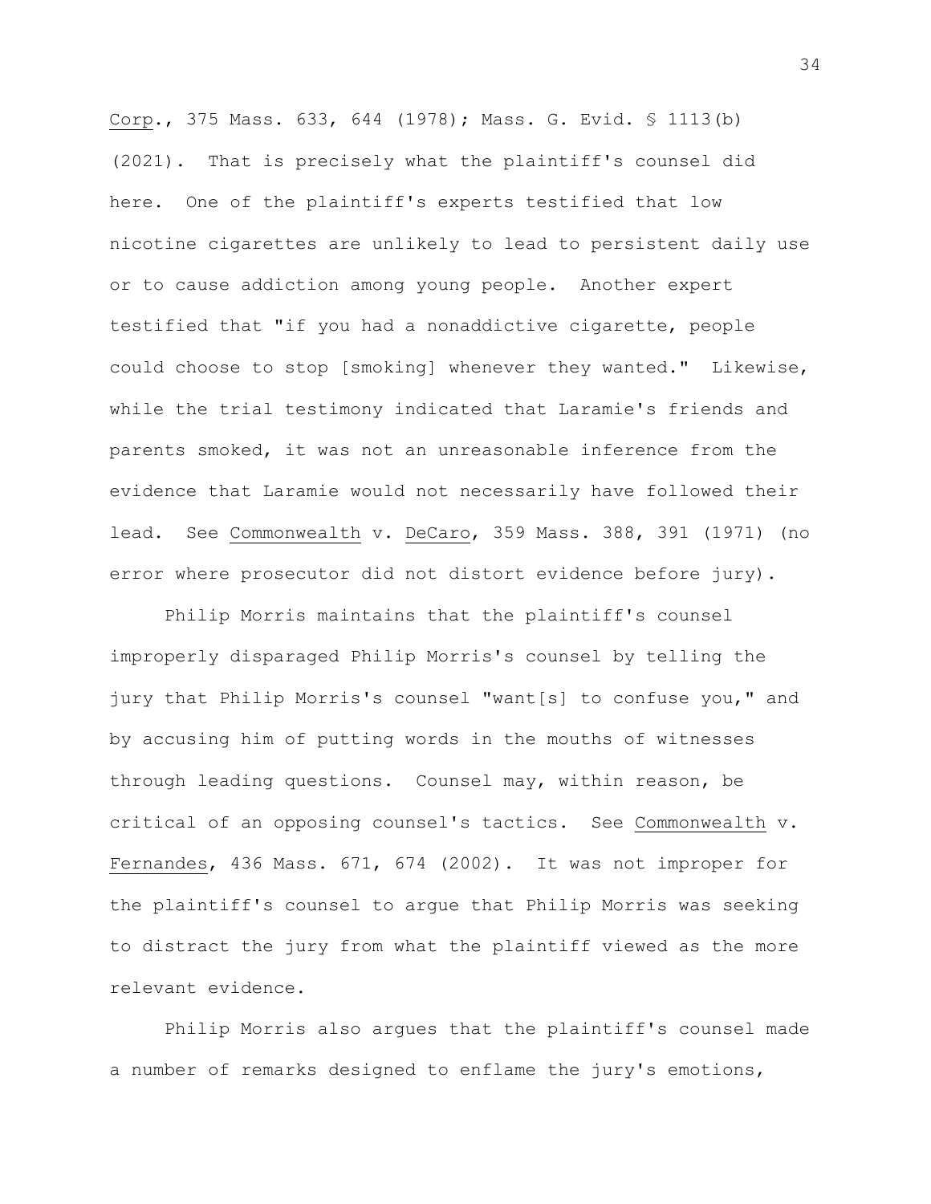Corp., 375 Mass. 633, 644 (1978); Mass. G. Evid. § 1113(b) (2021). That is precisely what the plaintiff's counsel did here. One of the plaintiff's experts testified that low nicotine cigarettes are unlikely to lead to persistent daily use or to cause addiction among young people. Another expert testified that "if you had a nonaddictive cigarette, people could choose to stop [smoking] whenever they wanted." Likewise, while the trial testimony indicated that Laramie's friends and parents smoked, it was not an unreasonable inference from the evidence that Laramie would not necessarily have followed their lead. See Commonwealth v. DeCaro, 359 Mass. 388, 391 (1971) (no error where prosecutor did not distort evidence before jury).

Philip Morris maintains that the plaintiff's counsel improperly disparaged Philip Morris's counsel by telling the jury that Philip Morris's counsel "want[s] to confuse you," and by accusing him of putting words in the mouths of witnesses through leading questions. Counsel may, within reason, be critical of an opposing counsel's tactics. See Commonwealth v. Fernandes, 436 Mass. 671, 674 (2002). It was not improper for the plaintiff's counsel to argue that Philip Morris was seeking to distract the jury from what the plaintiff viewed as the more relevant evidence.

Philip Morris also argues that the plaintiff's counsel made a number of remarks designed to enflame the jury's emotions,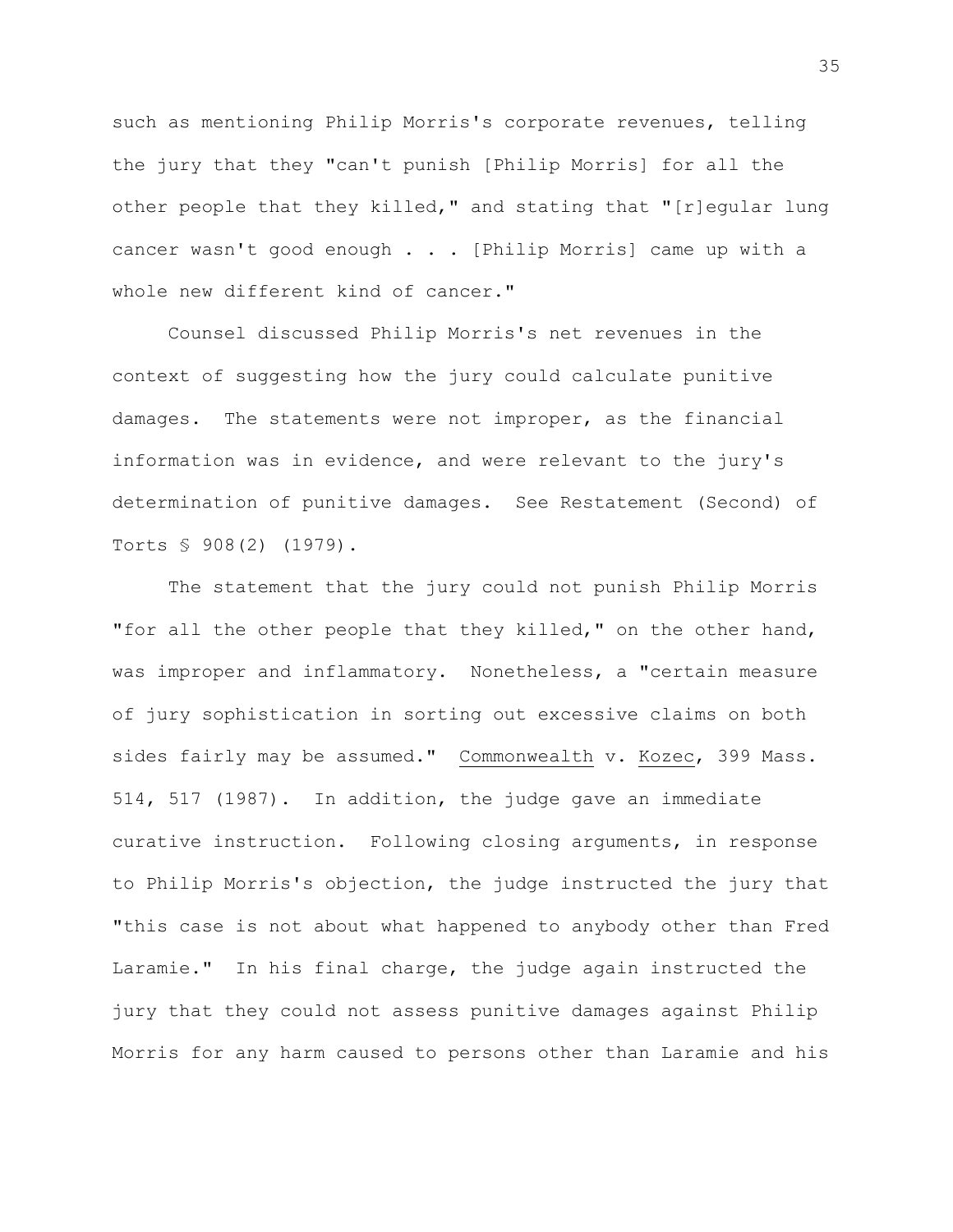such as mentioning Philip Morris's corporate revenues, telling the jury that they "can't punish [Philip Morris] for all the other people that they killed," and stating that "[r]egular lung cancer wasn't good enough . . . [Philip Morris] came up with a whole new different kind of cancer."

Counsel discussed Philip Morris's net revenues in the context of suggesting how the jury could calculate punitive damages. The statements were not improper, as the financial information was in evidence, and were relevant to the jury's determination of punitive damages. See Restatement (Second) of Torts § 908(2) (1979).

The statement that the jury could not punish Philip Morris "for all the other people that they killed," on the other hand, was improper and inflammatory. Nonetheless, a "certain measure of jury sophistication in sorting out excessive claims on both sides fairly may be assumed." Commonwealth v. Kozec, 399 Mass. 514, 517 (1987). In addition, the judge gave an immediate curative instruction. Following closing arguments, in response to Philip Morris's objection, the judge instructed the jury that "this case is not about what happened to anybody other than Fred Laramie." In his final charge, the judge again instructed the jury that they could not assess punitive damages against Philip Morris for any harm caused to persons other than Laramie and his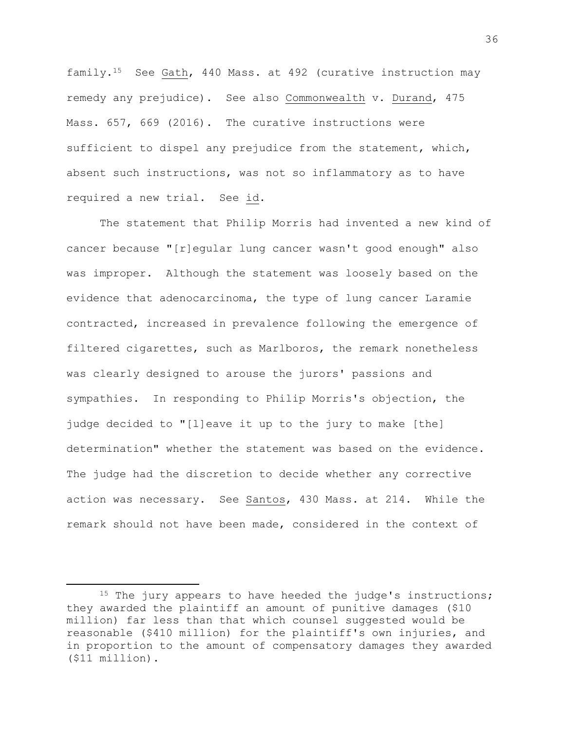family.[15] See Gath, 440 Mass. at 492 (curative instruction may remedy any prejudice). See also Commonwealth v. Durand, 475 Mass. 657, 669 (2016). The curative instructions were sufficient to dispel any prejudice from the statement, which, absent such instructions, was not so inflammatory as to have required a new trial. See id.

The statement that Philip Morris had invented a new kind of cancer because "[r]egular lung cancer wasn't good enough" also was improper. Although the statement was loosely based on the evidence that adenocarcinoma, the type of lung cancer Laramie contracted, increased in prevalence following the emergence of filtered cigarettes, such as Marlboros, the remark nonetheless was clearly designed to arouse the jurors' passions and sympathies. In responding to Philip Morris's objection, the judge decided to "[l]eave it up to the jury to make [the] determination" whether the statement was based on the evidence. The judge had the discretion to decide whether any corrective action was necessary. See Santos, 430 Mass. at 214. While the remark should not have been made, considered in the context of

---

[15] The jury appears to have heeded the judge's instructions; they awarded the plaintiff an amount of punitive damages ($10 million) far less than that which counsel suggested would be reasonable ($410 million) for the plaintiff's own injuries, and in proportion to the amount of compensatory damages they awarded ($11 million).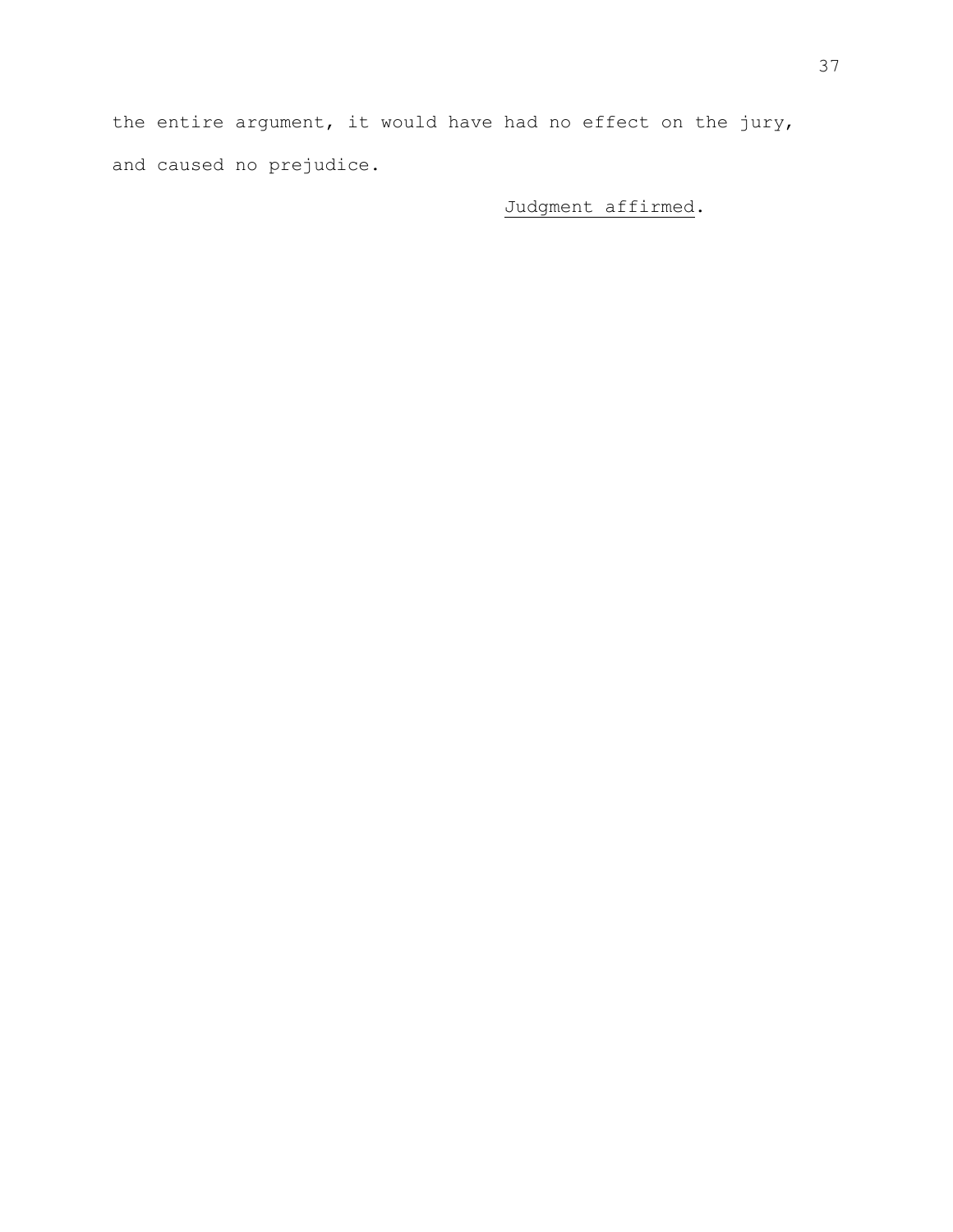the entire argument, it would have had no effect on the jury, and caused no prejudice.

Judgment affirmed.